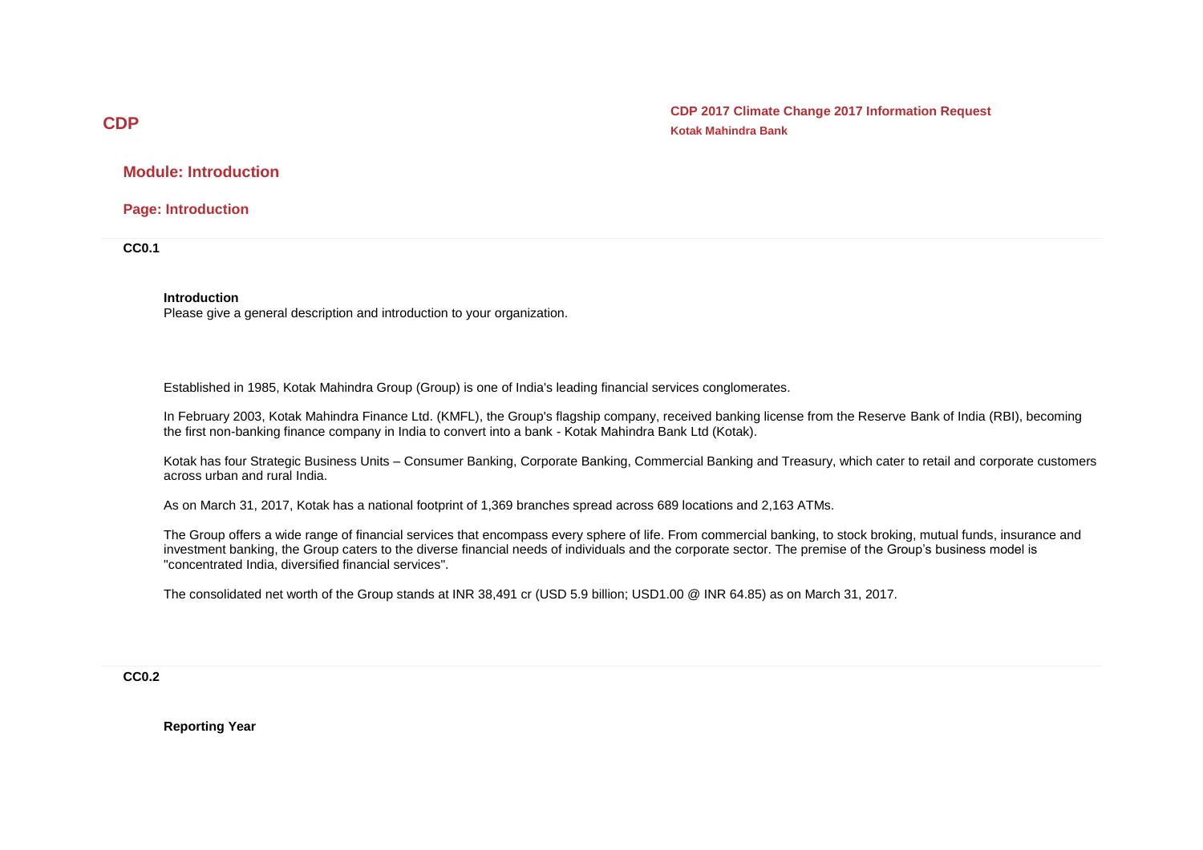# CDP

**CDP 2017 Climate Change 2017 Information Request**
**Kotak Mahindra Bank**

## Module: Introduction

### Page: Introduction

**CC0.1**

**Introduction**
Please give a general description and introduction to your organization.

Established in 1985, Kotak Mahindra Group (Group) is one of India's leading financial services conglomerates.

In February 2003, Kotak Mahindra Finance Ltd. (KMFL), the Group's flagship company, received banking license from the Reserve Bank of India (RBI), becoming the first non-banking finance company in India to convert into a bank - Kotak Mahindra Bank Ltd (Kotak).

Kotak has four Strategic Business Units – Consumer Banking, Corporate Banking, Commercial Banking and Treasury, which cater to retail and corporate customers across urban and rural India.

As on March 31, 2017, Kotak has a national footprint of 1,369 branches spread across 689 locations and 2,163 ATMs.

The Group offers a wide range of financial services that encompass every sphere of life. From commercial banking, to stock broking, mutual funds, insurance and investment banking, the Group caters to the diverse financial needs of individuals and the corporate sector. The premise of the Group's business model is "concentrated India, diversified financial services".

The consolidated net worth of the Group stands at INR 38,491 cr (USD 5.9 billion; USD1.00 @ INR 64.85) as on March 31, 2017.

**CC0.2**

**Reporting Year**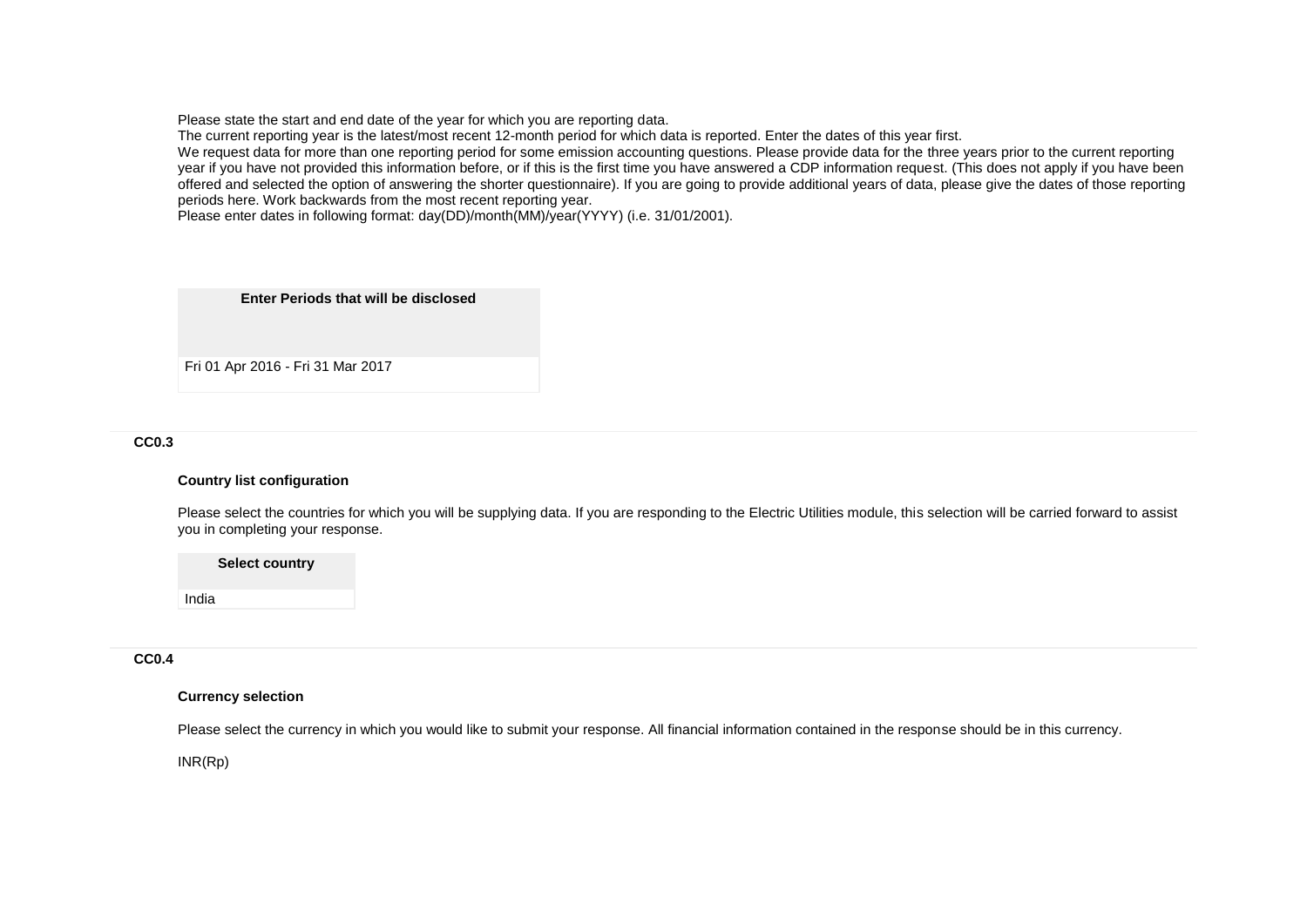Please state the start and end date of the year for which you are reporting data.
The current reporting year is the latest/most recent 12-month period for which data is reported. Enter the dates of this year first.
We request data for more than one reporting period for some emission accounting questions. Please provide data for the three years prior to the current reporting year if you have not provided this information before, or if this is the first time you have answered a CDP information request. (This does not apply if you have been offered and selected the option of answering the shorter questionnaire). If you are going to provide additional years of data, please give the dates of those reporting periods here. Work backwards from the most recent reporting year.
Please enter dates in following format: day(DD)/month(MM)/year(YYYY) (i.e. 31/01/2001).

| Enter Periods that will be disclosed |
|---|
| Fri 01 Apr 2016 - Fri 31 Mar 2017 |

### CC0.3

#### Country list configuration

Please select the countries for which you will be supplying data. If you are responding to the Electric Utilities module, this selection will be carried forward to assist you in completing your response.

| Select country |
|---|
| India |

### CC0.4

#### Currency selection

Please select the currency in which you would like to submit your response. All financial information contained in the response should be in this currency.

INR(Rp)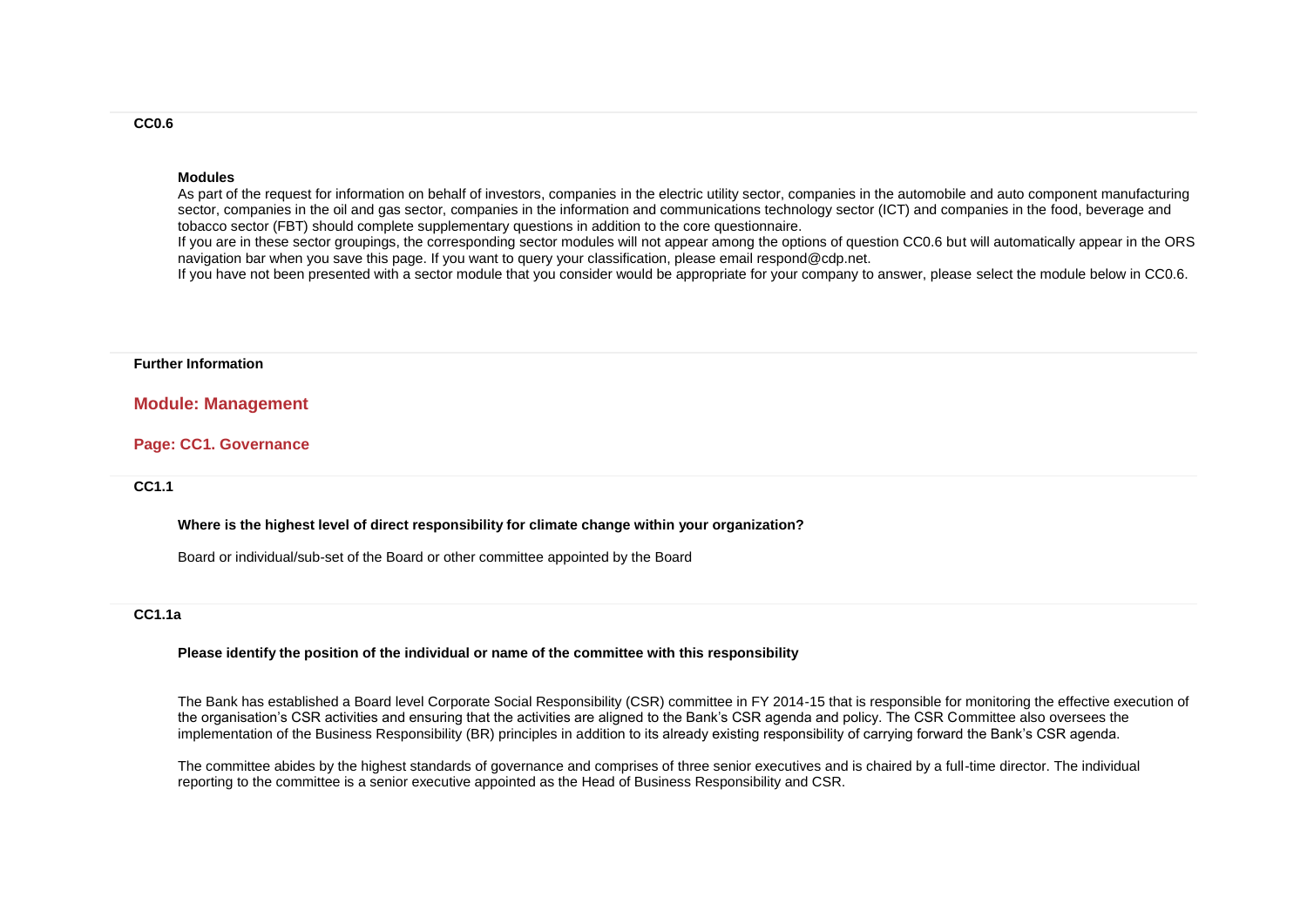**CC0.6**

**Modules**

As part of the request for information on behalf of investors, companies in the electric utility sector, companies in the automobile and auto component manufacturing sector, companies in the oil and gas sector, companies in the information and communications technology sector (ICT) and companies in the food, beverage and tobacco sector (FBT) should complete supplementary questions in addition to the core questionnaire.

If you are in these sector groupings, the corresponding sector modules will not appear among the options of question CC0.6 but will automatically appear in the ORS navigation bar when you save this page. If you want to query your classification, please email respond@cdp.net.

If you have not been presented with a sector module that you consider would be appropriate for your company to answer, please select the module below in CC0.6.

**Further Information**

## Module: Management

### Page: CC1. Governance

**CC1.1**

**Where is the highest level of direct responsibility for climate change within your organization?**

Board or individual/sub-set of the Board or other committee appointed by the Board

**CC1.1a**

**Please identify the position of the individual or name of the committee with this responsibility**

The Bank has established a Board level Corporate Social Responsibility (CSR) committee in FY 2014-15 that is responsible for monitoring the effective execution of the organisation's CSR activities and ensuring that the activities are aligned to the Bank's CSR agenda and policy. The CSR Committee also oversees the implementation of the Business Responsibility (BR) principles in addition to its already existing responsibility of carrying forward the Bank's CSR agenda.

The committee abides by the highest standards of governance and comprises of three senior executives and is chaired by a full-time director. The individual reporting to the committee is a senior executive appointed as the Head of Business Responsibility and CSR.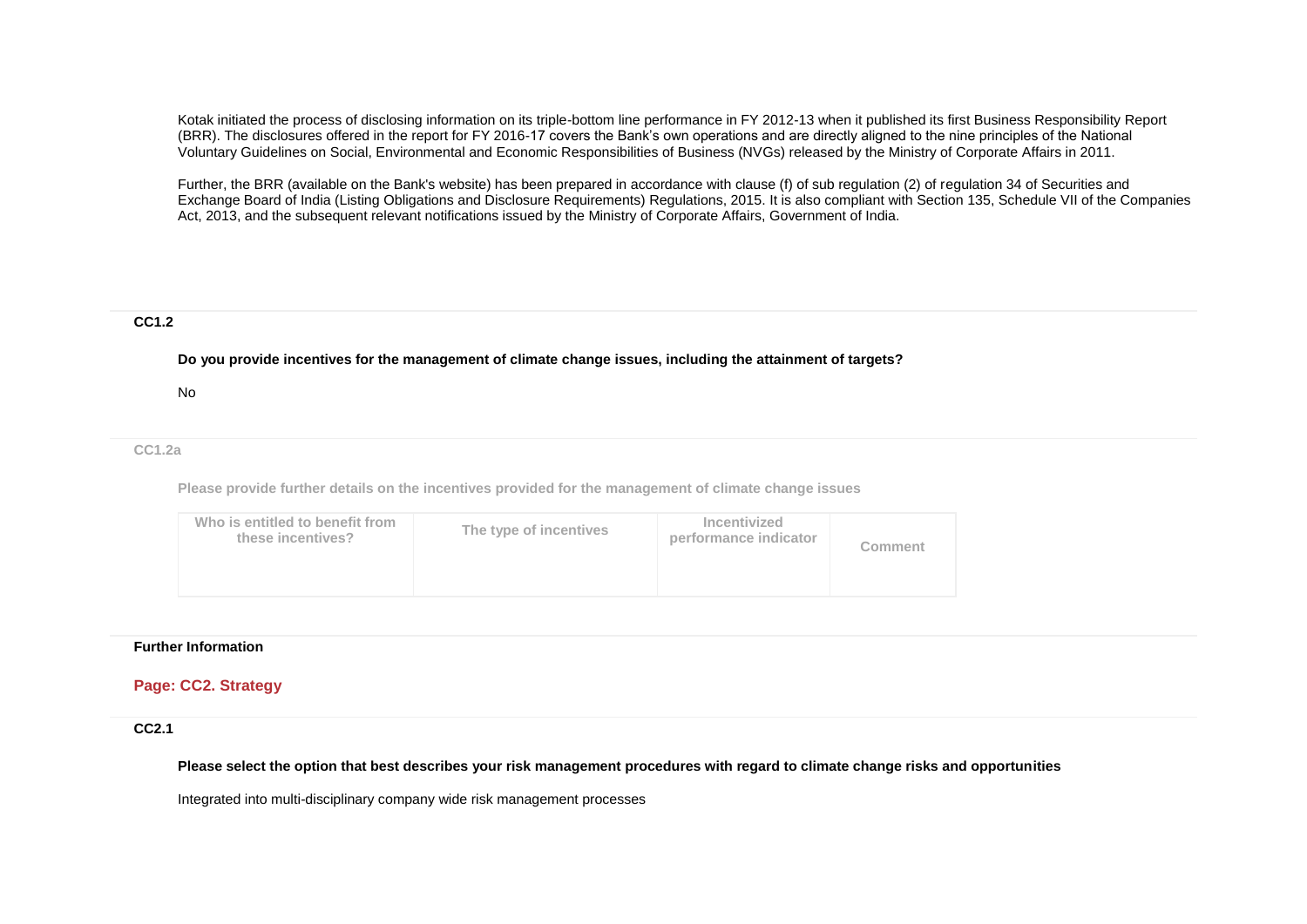Kotak initiated the process of disclosing information on its triple-bottom line performance in FY 2012-13 when it published its first Business Responsibility Report (BRR). The disclosures offered in the report for FY 2016-17 covers the Bank's own operations and are directly aligned to the nine principles of the National Voluntary Guidelines on Social, Environmental and Economic Responsibilities of Business (NVGs) released by the Ministry of Corporate Affairs in 2011.

Further, the BRR (available on the Bank's website) has been prepared in accordance with clause (f) of sub regulation (2) of regulation 34 of Securities and Exchange Board of India (Listing Obligations and Disclosure Requirements) Regulations, 2015. It is also compliant with Section 135, Schedule VII of the Companies Act, 2013, and the subsequent relevant notifications issued by the Ministry of Corporate Affairs, Government of India.

**CC1.2**

**Do you provide incentives for the management of climate change issues, including the attainment of targets?**

No

**CC1.2a**

**Please provide further details on the incentives provided for the management of climate change issues**

| Who is entitled to benefit from these incentives? | The type of incentives | Incentivized performance indicator | Comment |
|---|---|---|---|
| | | | |

**Further Information**

## Page: CC2. Strategy

**CC2.1**

**Please select the option that best describes your risk management procedures with regard to climate change risks and opportunities**

Integrated into multi-disciplinary company wide risk management processes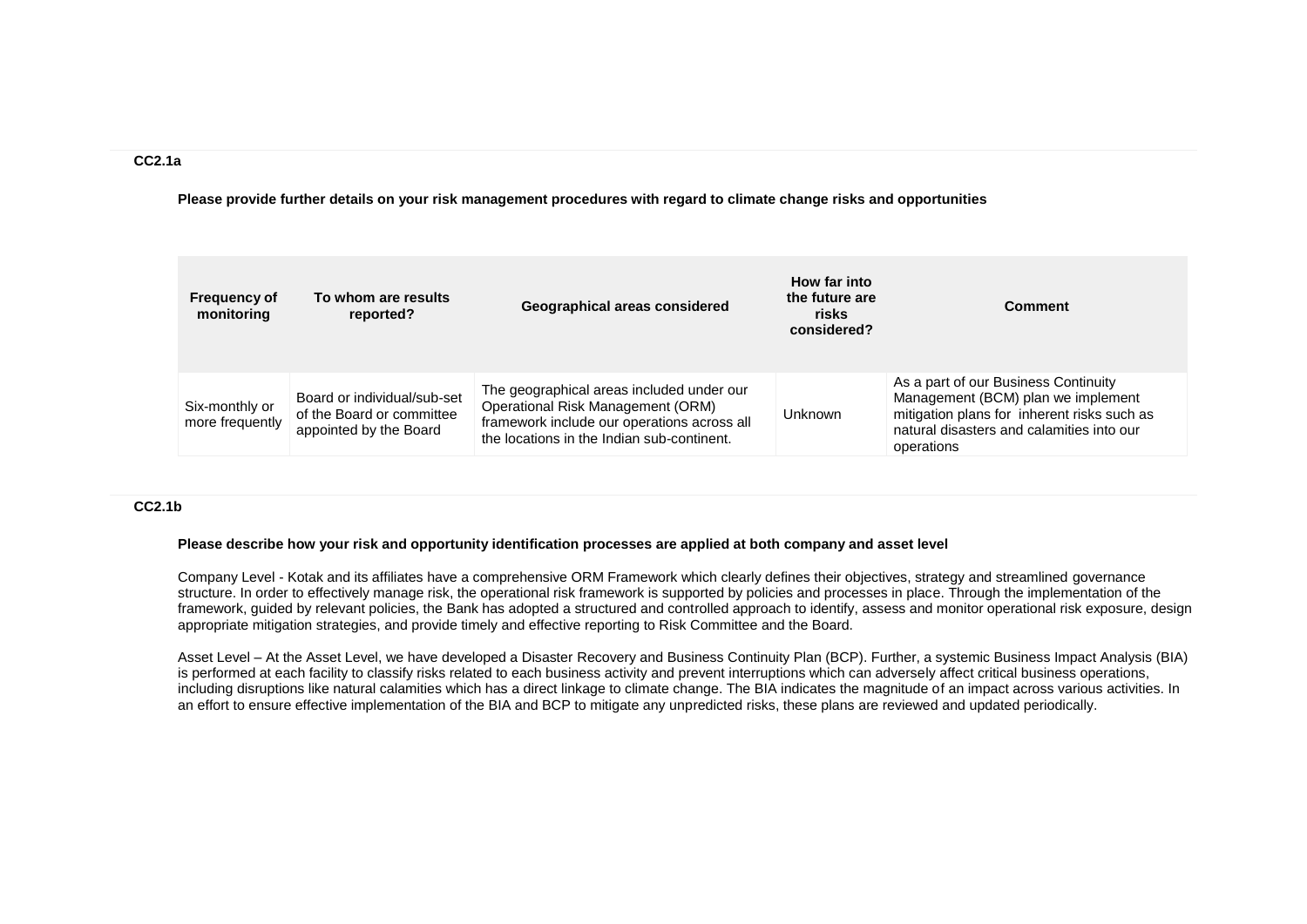**CC2.1a**

**Please provide further details on your risk management procedures with regard to climate change risks and opportunities**

| Frequency of monitoring | To whom are results reported? | Geographical areas considered | How far into the future are risks considered? | Comment |
|---|---|---|---|---|
| Six-monthly or more frequently | Board or individual/sub-set of the Board or committee appointed by the Board | The geographical areas included under our Operational Risk Management (ORM) framework include our operations across all the locations in the Indian sub-continent. | Unknown | As a part of our Business Continuity Management (BCM) plan we implement mitigation plans for inherent risks such as natural disasters and calamities into our operations |

**CC2.1b**

**Please describe how your risk and opportunity identification processes are applied at both company and asset level**

Company Level - Kotak and its affiliates have a comprehensive ORM Framework which clearly defines their objectives, strategy and streamlined governance structure. In order to effectively manage risk, the operational risk framework is supported by policies and processes in place. Through the implementation of the framework, guided by relevant policies, the Bank has adopted a structured and controlled approach to identify, assess and monitor operational risk exposure, design appropriate mitigation strategies, and provide timely and effective reporting to Risk Committee and the Board.

Asset Level – At the Asset Level, we have developed a Disaster Recovery and Business Continuity Plan (BCP). Further, a systemic Business Impact Analysis (BIA) is performed at each facility to classify risks related to each business activity and prevent interruptions which can adversely affect critical business operations, including disruptions like natural calamities which has a direct linkage to climate change. The BIA indicates the magnitude of an impact across various activities. In an effort to ensure effective implementation of the BIA and BCP to mitigate any unpredicted risks, these plans are reviewed and updated periodically.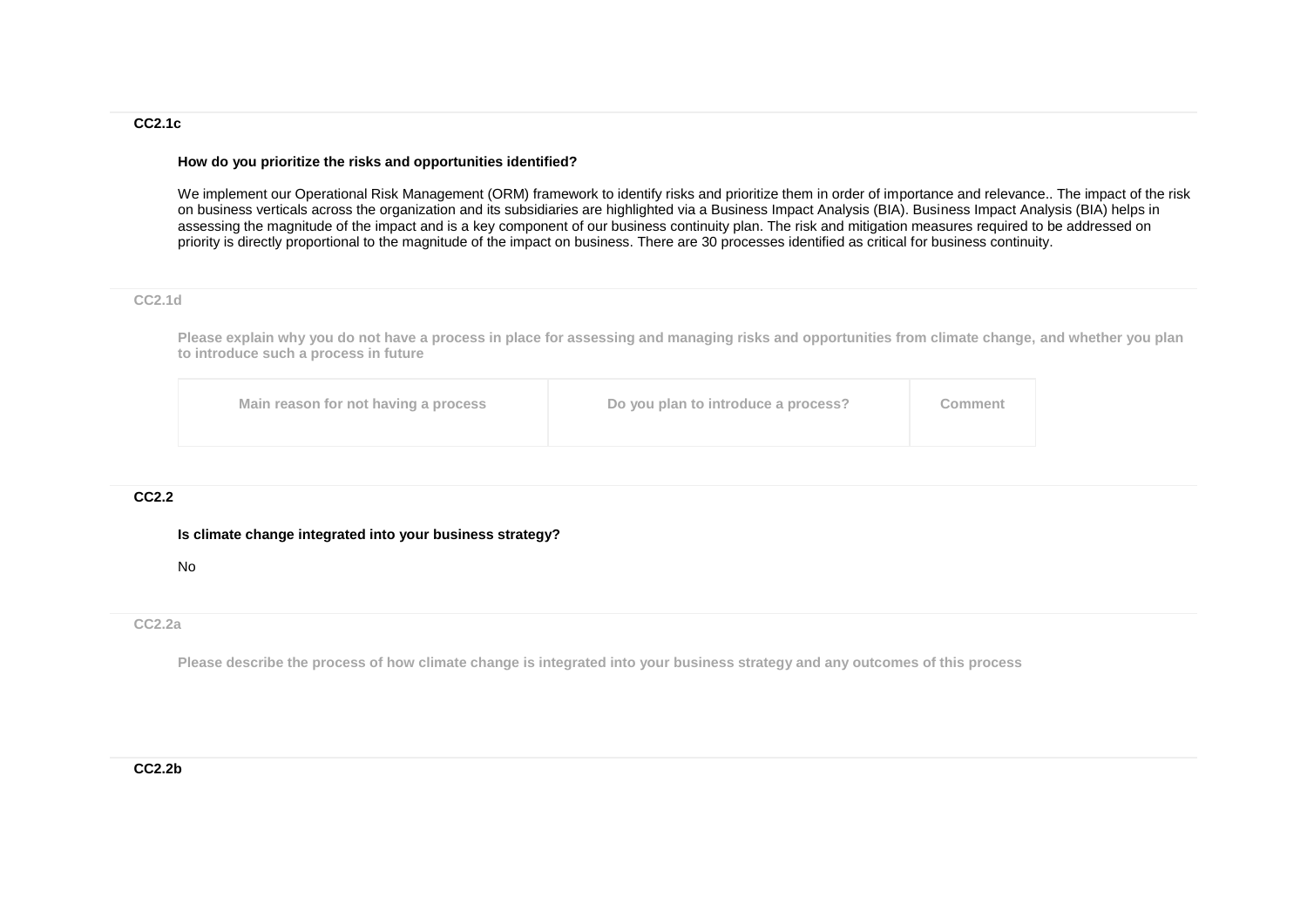### CC2.1c

**How do you prioritize the risks and opportunities identified?**

We implement our Operational Risk Management (ORM) framework to identify risks and prioritize them in order of importance and relevance.. The impact of the risk on business verticals across the organization and its subsidiaries are highlighted via a Business Impact Analysis (BIA). Business Impact Analysis (BIA) helps in assessing the magnitude of the impact and is a key component of our business continuity plan. The risk and mitigation measures required to be addressed on priority is directly proportional to the magnitude of the impact on business. There are 30 processes identified as critical for business continuity.

### CC2.1d

**Please explain why you do not have a process in place for assessing and managing risks and opportunities from climate change, and whether you plan to introduce such a process in future**

| Main reason for not having a process | Do you plan to introduce a process? | Comment |
|---|---|---|
| | | |

### CC2.2

**Is climate change integrated into your business strategy?**

No

### CC2.2a

**Please describe the process of how climate change is integrated into your business strategy and any outcomes of this process**

### CC2.2b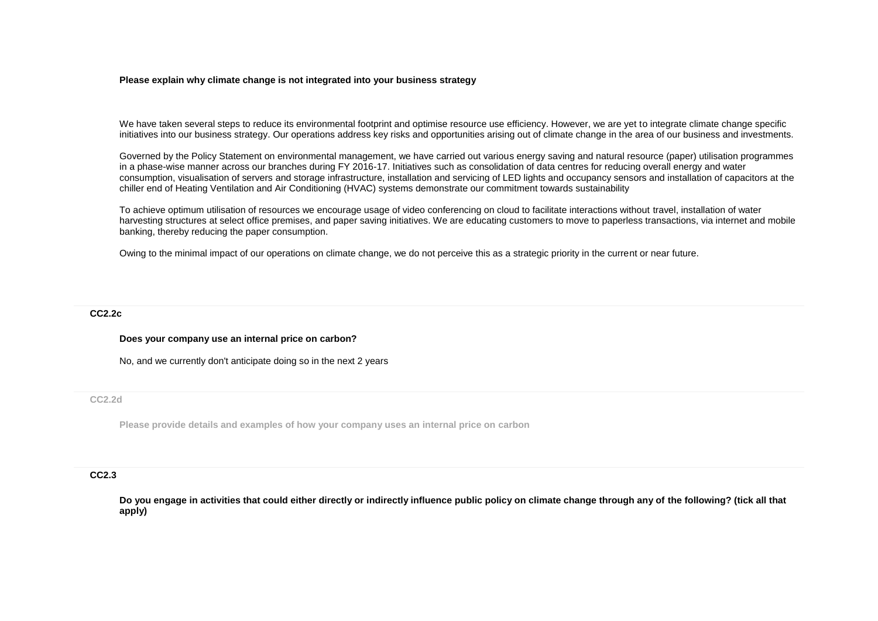**Please explain why climate change is not integrated into your business strategy**

We have taken several steps to reduce its environmental footprint and optimise resource use efficiency. However, we are yet to integrate climate change specific initiatives into our business strategy. Our operations address key risks and opportunities arising out of climate change in the area of our business and investments.

Governed by the Policy Statement on environmental management, we have carried out various energy saving and natural resource (paper) utilisation programmes in a phase-wise manner across our branches during FY 2016-17. Initiatives such as consolidation of data centres for reducing overall energy and water consumption, visualisation of servers and storage infrastructure, installation and servicing of LED lights and occupancy sensors and installation of capacitors at the chiller end of Heating Ventilation and Air Conditioning (HVAC) systems demonstrate our commitment towards sustainability

To achieve optimum utilisation of resources we encourage usage of video conferencing on cloud to facilitate interactions without travel, installation of water harvesting structures at select office premises, and paper saving initiatives. We are educating customers to move to paperless transactions, via internet and mobile banking, thereby reducing the paper consumption.

Owing to the minimal impact of our operations on climate change, we do not perceive this as a strategic priority in the current or near future.

### CC2.2c

**Does your company use an internal price on carbon?**

No, and we currently don't anticipate doing so in the next 2 years

### CC2.2d

**Please provide details and examples of how your company uses an internal price on carbon**

### CC2.3

**Do you engage in activities that could either directly or indirectly influence public policy on climate change through any of the following? (tick all that apply)**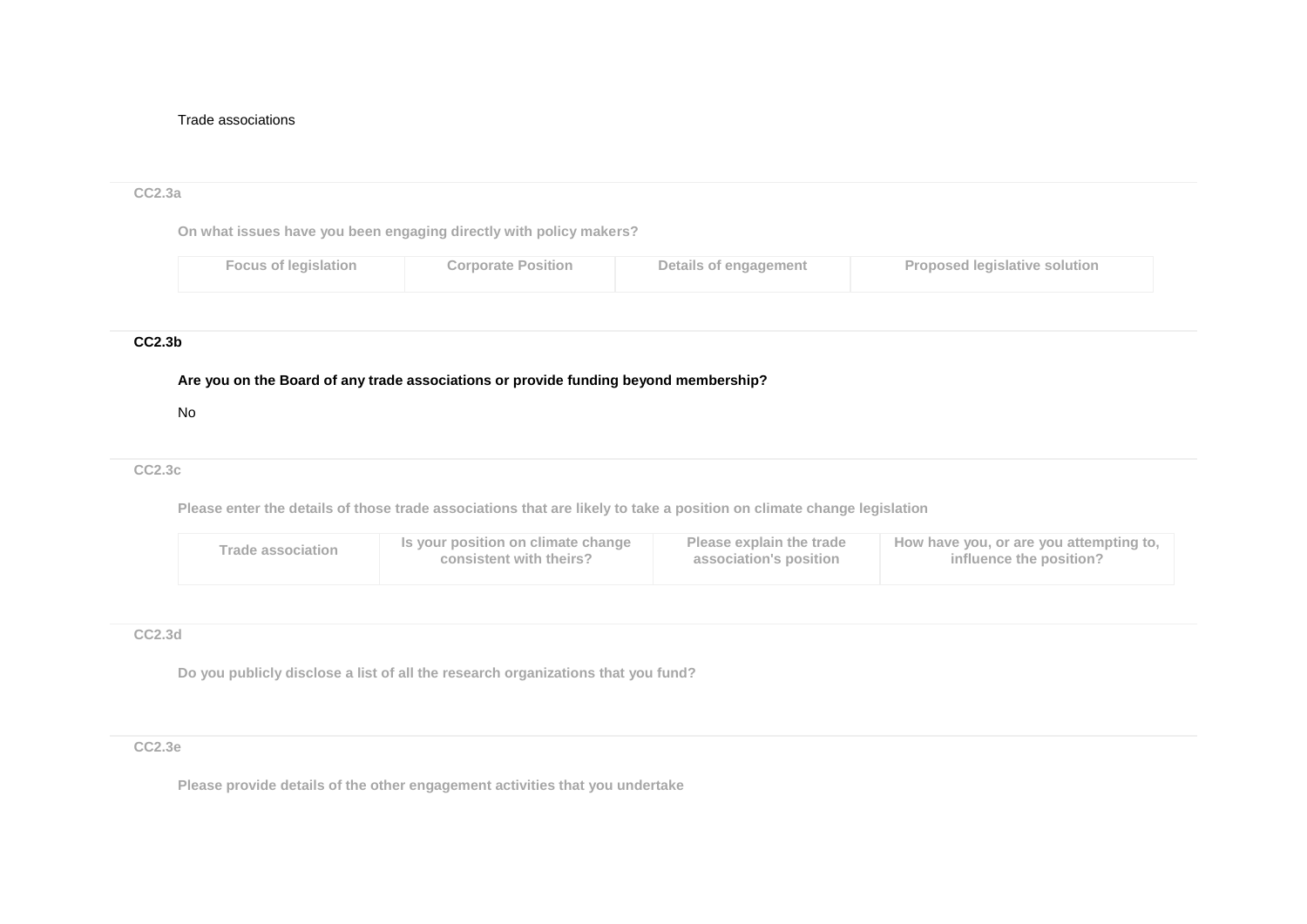Trade associations

### CC2.3a

**On what issues have you been engaging directly with policy makers?**

| Focus of legislation | Corporate Position | Details of engagement | Proposed legislative solution |
| --- | --- | --- | --- |

### CC2.3b

**Are you on the Board of any trade associations or provide funding beyond membership?**

No

### CC2.3c

**Please enter the details of those trade associations that are likely to take a position on climate change legislation**

| Trade association | Is your position on climate change consistent with theirs? | Please explain the trade association's position | How have you, or are you attempting to, influence the position? |
| --- | --- | --- | --- |

### CC2.3d

**Do you publicly disclose a list of all the research organizations that you fund?**

### CC2.3e

**Please provide details of the other engagement activities that you undertake**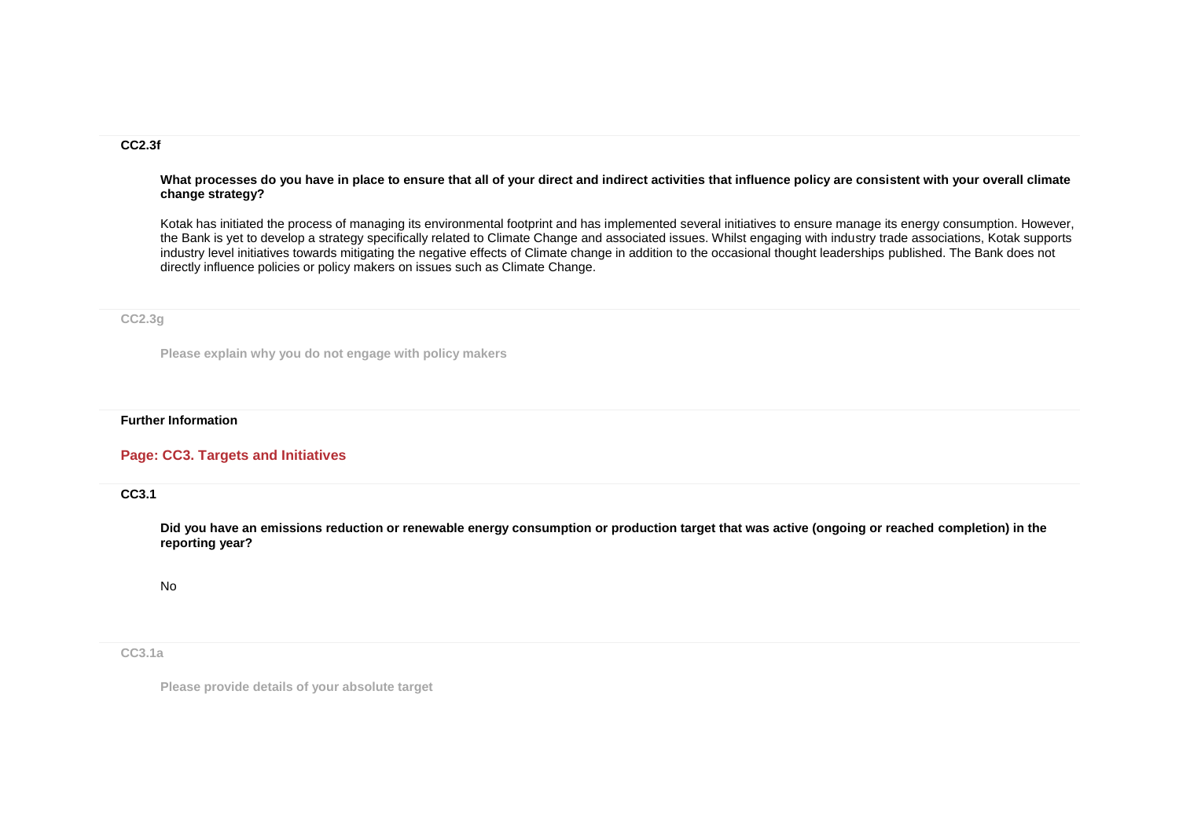**CC2.3f**

**What processes do you have in place to ensure that all of your direct and indirect activities that influence policy are consistent with your overall climate change strategy?**

Kotak has initiated the process of managing its environmental footprint and has implemented several initiatives to ensure manage its energy consumption. However, the Bank is yet to develop a strategy specifically related to Climate Change and associated issues. Whilst engaging with industry trade associations, Kotak supports industry level initiatives towards mitigating the negative effects of Climate change in addition to the occasional thought leaderships published. The Bank does not directly influence policies or policy makers on issues such as Climate Change.

**CC2.3g**

**Please explain why you do not engage with policy makers**

**Further Information**

## Page: CC3. Targets and Initiatives

**CC3.1**

**Did you have an emissions reduction or renewable energy consumption or production target that was active (ongoing or reached completion) in the reporting year?**

No

**CC3.1a**

**Please provide details of your absolute target**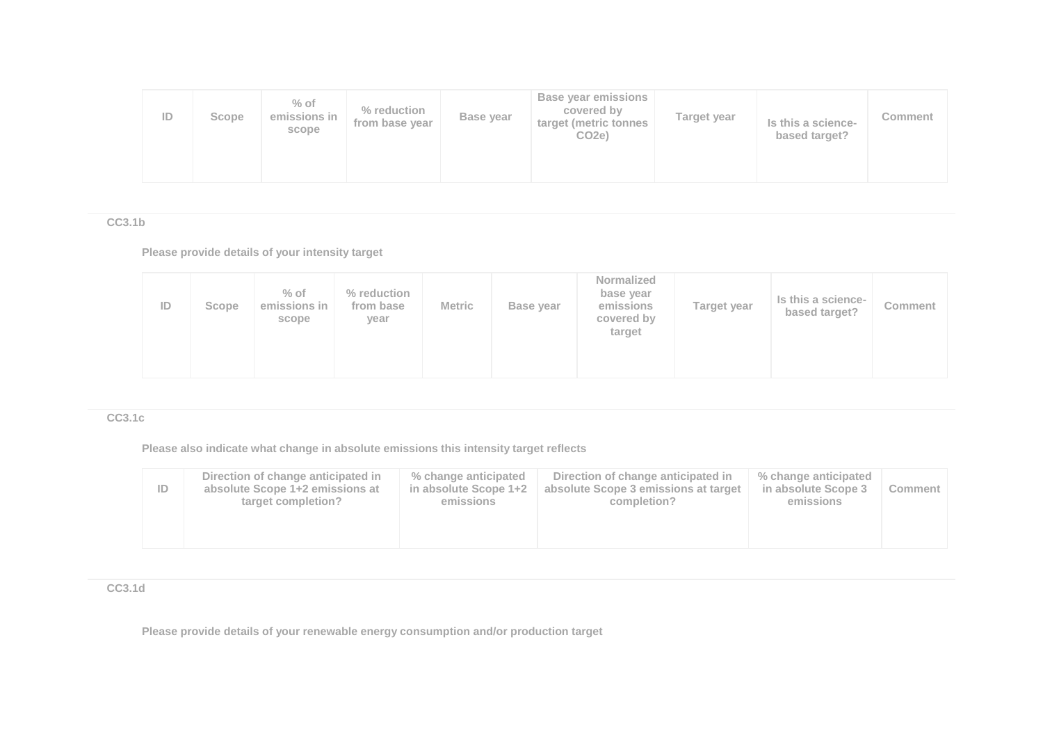| ID | Scope | % of emissions in scope | % reduction from base year | Base year | Base year emissions covered by target (metric tonnes CO2e) | Target year | Is this a science-based target? | Comment |
|---|---|---|---|---|---|---|---|---|
| | | | | | | | | |

**CC3.1b**

**Please provide details of your intensity target**

| ID | Scope | % of emissions in scope | % reduction from base year | Metric | Base year | Normalized base year emissions covered by target | Target year | Is this a science-based target? | Comment |
|---|---|---|---|---|---|---|---|---|---|
| | | | | | | | | | |

**CC3.1c**

**Please also indicate what change in absolute emissions this intensity target reflects**

| ID | Direction of change anticipated in absolute Scope 1+2 emissions at target completion? | % change anticipated in absolute Scope 1+2 emissions | Direction of change anticipated in absolute Scope 3 emissions at target completion? | % change anticipated in absolute Scope 3 emissions | Comment |
|---|---|---|---|---|---|
| | | | | | |

**CC3.1d**

**Please provide details of your renewable energy consumption and/or production target**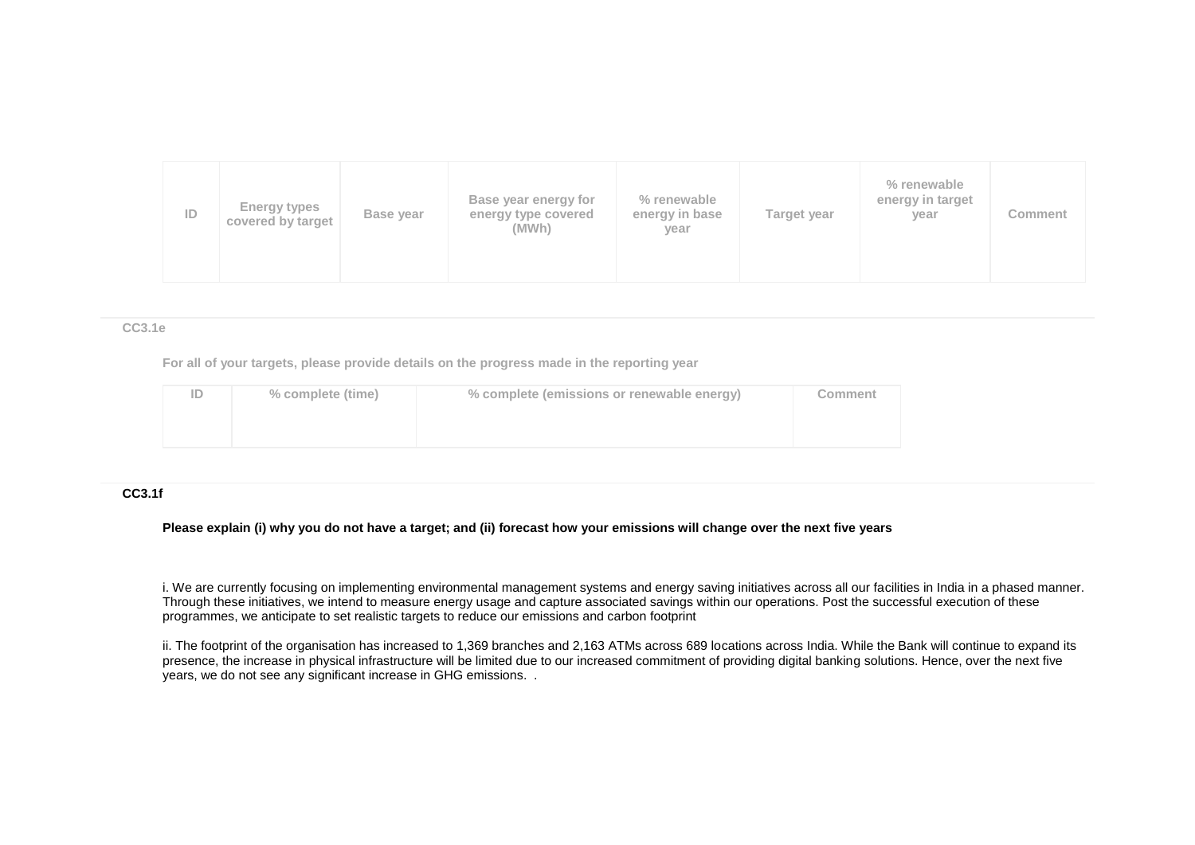| ID | Energy types covered by target | Base year | Base year energy for energy type covered (MWh) | % renewable energy in base year | Target year | % renewable energy in target year | Comment |
|---|---|---|---|---|---|---|---|
| | | | | | | | |

**CC3.1e**

**For all of your targets, please provide details on the progress made in the reporting year**

| ID | % complete (time) | % complete (emissions or renewable energy) | Comment |
|---|---|---|---|
| | | | |

**CC3.1f**

**Please explain (i) why you do not have a target; and (ii) forecast how your emissions will change over the next five years**

i. We are currently focusing on implementing environmental management systems and energy saving initiatives across all our facilities in India in a phased manner. Through these initiatives, we intend to measure energy usage and capture associated savings within our operations. Post the successful execution of these programmes, we anticipate to set realistic targets to reduce our emissions and carbon footprint

ii. The footprint of the organisation has increased to 1,369 branches and 2,163 ATMs across 689 locations across India. While the Bank will continue to expand its presence, the increase in physical infrastructure will be limited due to our increased commitment of providing digital banking solutions. Hence, over the next five years, we do not see any significant increase in GHG emissions. .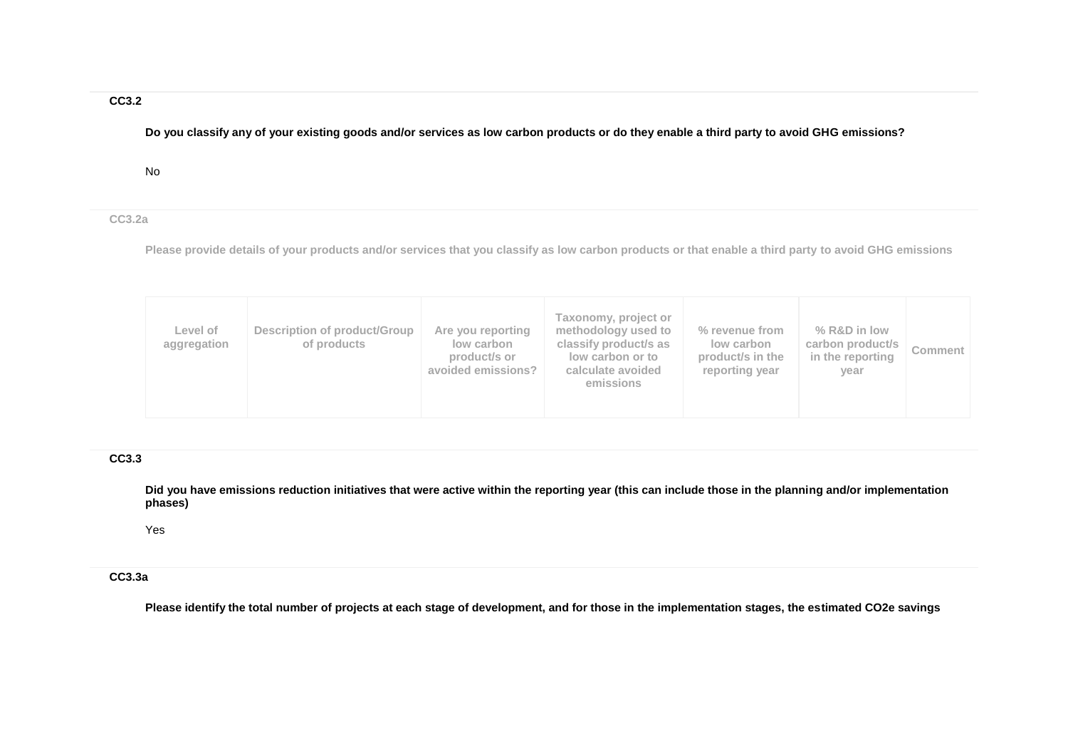### CC3.2

**Do you classify any of your existing goods and/or services as low carbon products or do they enable a third party to avoid GHG emissions?**

No

### CC3.2a

**Please provide details of your products and/or services that you classify as low carbon products or that enable a third party to avoid GHG emissions**

| Level of aggregation | Description of product/Group of products | Are you reporting low carbon product/s or avoided emissions? | Taxonomy, project or methodology used to classify product/s as low carbon or to calculate avoided emissions | % revenue from low carbon product/s in the reporting year | % R&D in low carbon product/s in the reporting year | Comment |
|---|---|---|---|---|---|---|
| | | | | | | |

### CC3.3

**Did you have emissions reduction initiatives that were active within the reporting year (this can include those in the planning and/or implementation phases)**

Yes

### CC3.3a

**Please identify the total number of projects at each stage of development, and for those in the implementation stages, the estimated CO2e savings**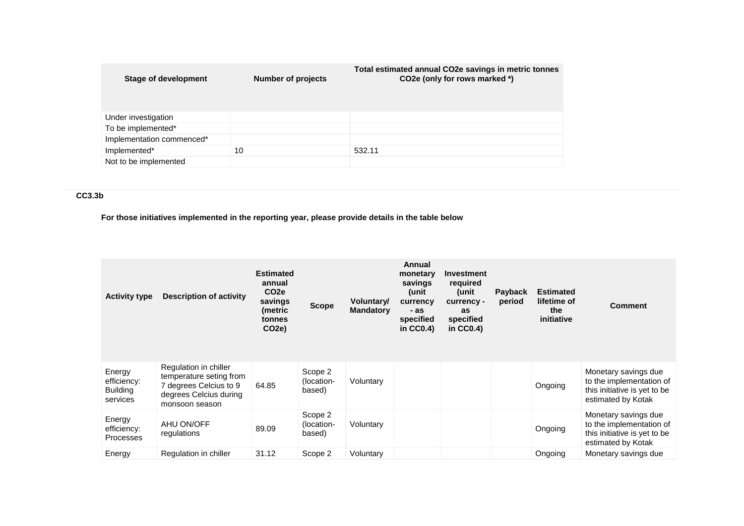| Stage of development | Number of projects | Total estimated annual CO2e savings in metric tonnes CO2e (only for rows marked *) |
|---|---|---|
| Under investigation | | |
| To be implemented* | | |
| Implementation commenced* | | |
| Implemented* | 10 | 532.11 |
| Not to be implemented | | |

**CC3.3b**

**For those initiatives implemented in the reporting year, please provide details in the table below**

| Activity type | Description of activity | Estimated annual CO2e savings (metric tonnes CO2e) | Scope | Voluntary/ Mandatory | Annual monetary savings (unit currency - as specified in CC0.4) | Investment required (unit currency - as specified in CC0.4) | Payback period | Estimated lifetime of the initiative | Comment |
|---|---|---|---|---|---|---|---|---|---|
| Energy efficiency: Building services | Regulation in chiller temperature seting from 7 degrees Celcius to 9 degrees Celcius during monsoon season | 64.85 | Scope 2 (location-based) | Voluntary | | | | Ongoing | Monetary savings due to the implementation of this initiative is yet to be estimated by Kotak |
| Energy efficiency: Processes | AHU ON/OFF regulations | 89.09 | Scope 2 (location-based) | Voluntary | | | | Ongoing | Monetary savings due to the implementation of this initiative is yet to be estimated by Kotak |
| Energy | Regulation in chiller | 31.12 | Scope 2 | Voluntary | | | | Ongoing | Monetary savings due |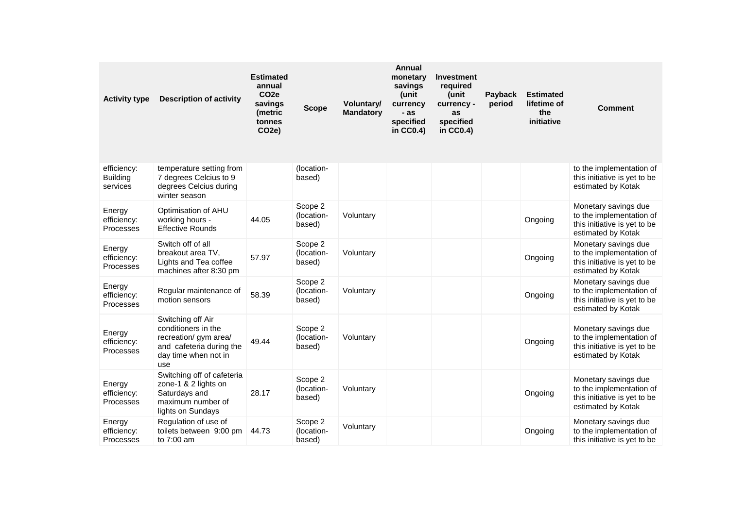| Activity type | Description of activity | Estimated annual $CO_2e$ savings (metric tonnes $CO_2e$) | Scope | Voluntary/ Mandatory | Annual monetary savings (unit currency - as specified in CC0.4) | Investment required (unit currency - as specified in CC0.4) | Payback period | Estimated lifetime of the initiative | Comment |
|---|---|---|---|---|---|---|---|---|---|
| efficiency: Building services | temperature setting from 7 degrees Celcius to 9 degrees Celcius during winter season | | (location-based) | | | | | | to the implementation of this initiative is yet to be estimated by Kotak |
| Energy efficiency: Processes | Optimisation of AHU working hours - Effective Rounds | 44.05 | Scope 2 (location-based) | Voluntary | | | | Ongoing | Monetary savings due to the implementation of this initiative is yet to be estimated by Kotak |
| Energy efficiency: Processes | Switch off of all breakout area TV, Lights and Tea coffee machines after 8:30 pm | 57.97 | Scope 2 (location-based) | Voluntary | | | | Ongoing | Monetary savings due to the implementation of this initiative is yet to be estimated by Kotak |
| Energy efficiency: Processes | Regular maintenance of motion sensors | 58.39 | Scope 2 (location-based) | Voluntary | | | | Ongoing | Monetary savings due to the implementation of this initiative is yet to be estimated by Kotak |
| Energy efficiency: Processes | Switching off Air conditioners in the recreation/ gym area/ and cafeteria during the day time when not in use | 49.44 | Scope 2 (location-based) | Voluntary | | | | Ongoing | Monetary savings due to the implementation of this initiative is yet to be estimated by Kotak |
| Energy efficiency: Processes | Switching off of cafeteria zone-1 & 2 lights on Saturdays and maximum number of lights on Sundays | 28.17 | Scope 2 (location-based) | Voluntary | | | | Ongoing | Monetary savings due to the implementation of this initiative is yet to be estimated by Kotak |
| Energy efficiency: Processes | Regulation of use of toilets between 9:00 pm to 7:00 am | 44.73 | Scope 2 (location-based) | Voluntary | | | | Ongoing | Monetary savings due to the implementation of this initiative is yet to be |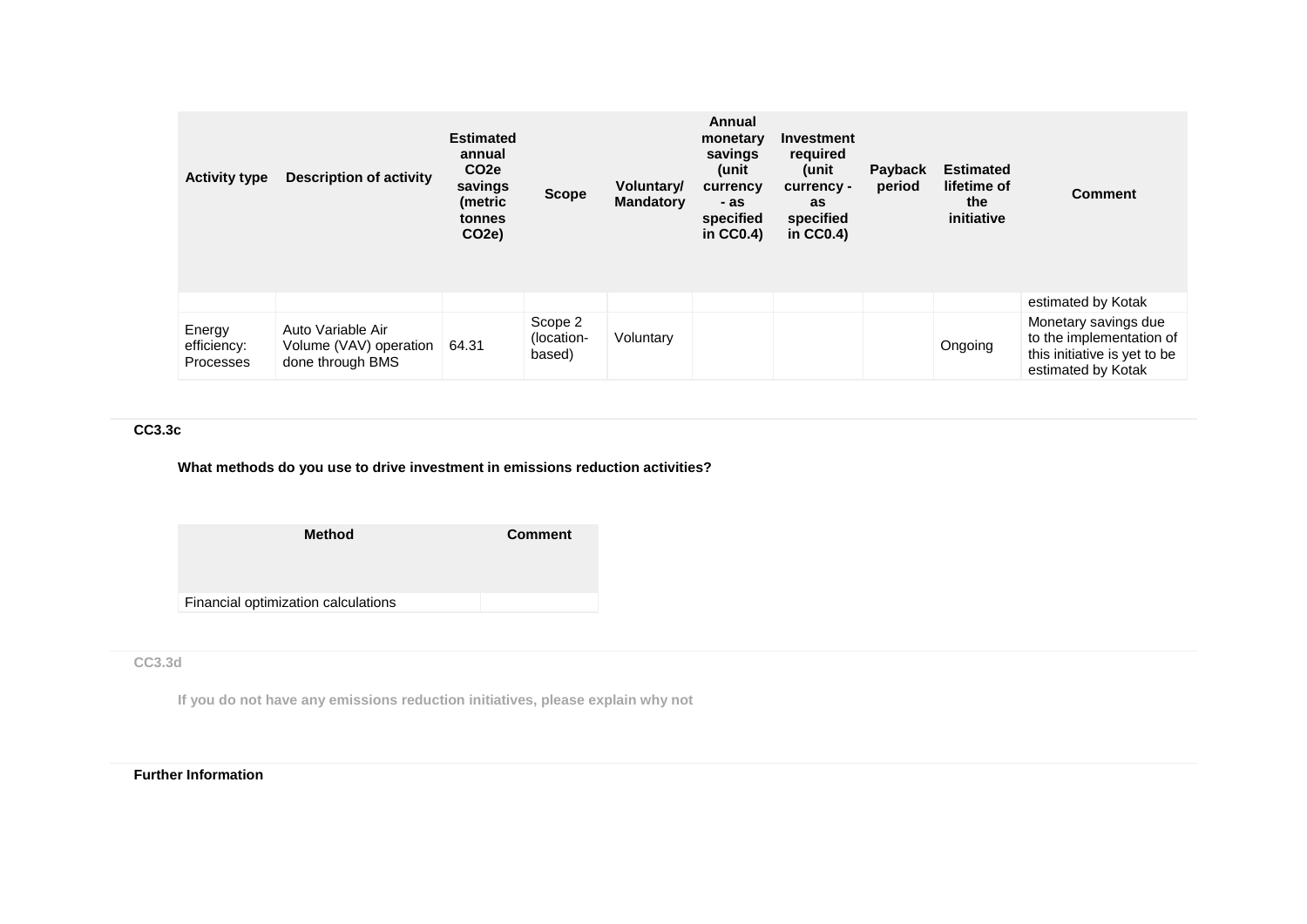| Activity type | Description of activity | Estimated annual $CO_2e$ savings (metric tonnes $CO_2e$) | Scope | Voluntary/ Mandatory | Annual monetary savings (unit currency - as specified in CC0.4) | Investment required (unit currency - as specified in CC0.4) | Payback period | Estimated lifetime of the initiative | Comment |
|---|---|---|---|---|---|---|---|---|---|
| | | | | | | | | | estimated by Kotak |
| Energy efficiency: Processes | Auto Variable Air Volume (VAV) operation done through BMS | 64.31 | Scope 2 (location-based) | Voluntary | | | | Ongoing | Monetary savings due to the implementation of this initiative is yet to be estimated by Kotak |

**CC3.3c**

**What methods do you use to drive investment in emissions reduction activities?**

| Method | Comment |
|---|---|
| Financial optimization calculations | |

**CC3.3d**

**If you do not have any emissions reduction initiatives, please explain why not**

**Further Information**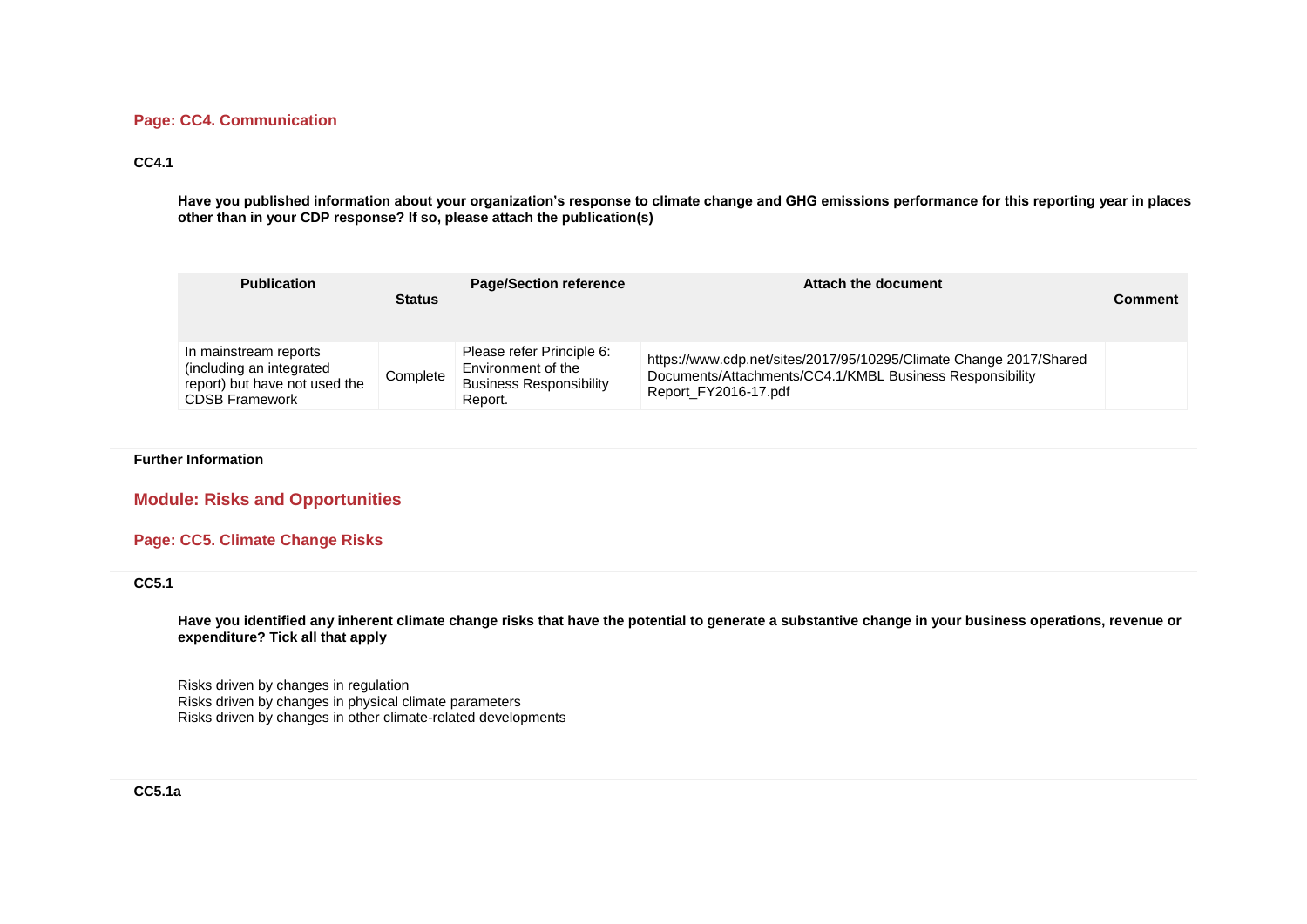### Page: CC4. Communication

**CC4.1**

**Have you published information about your organization's response to climate change and GHG emissions performance for this reporting year in places other than in your CDP response? If so, please attach the publication(s)**

| Publication | Status | Page/Section reference | Attach the document | Comment |
|---|---|---|---|---|
| In mainstream reports (including an integrated report) but have not used the CDSB Framework | Complete | Please refer Principle 6: Environment of the Business Responsibility Report. | https://www.cdp.net/sites/2017/95/10295/Climate Change 2017/Shared Documents/Attachments/CC4.1/KMBL Business Responsibility Report_FY2016-17.pdf | |

**Further Information**

## Module: Risks and Opportunities

### Page: CC5. Climate Change Risks

**CC5.1**

**Have you identified any inherent climate change risks that have the potential to generate a substantive change in your business operations, revenue or expenditure? Tick all that apply**

Risks driven by changes in regulation
Risks driven by changes in physical climate parameters
Risks driven by changes in other climate-related developments

**CC5.1a**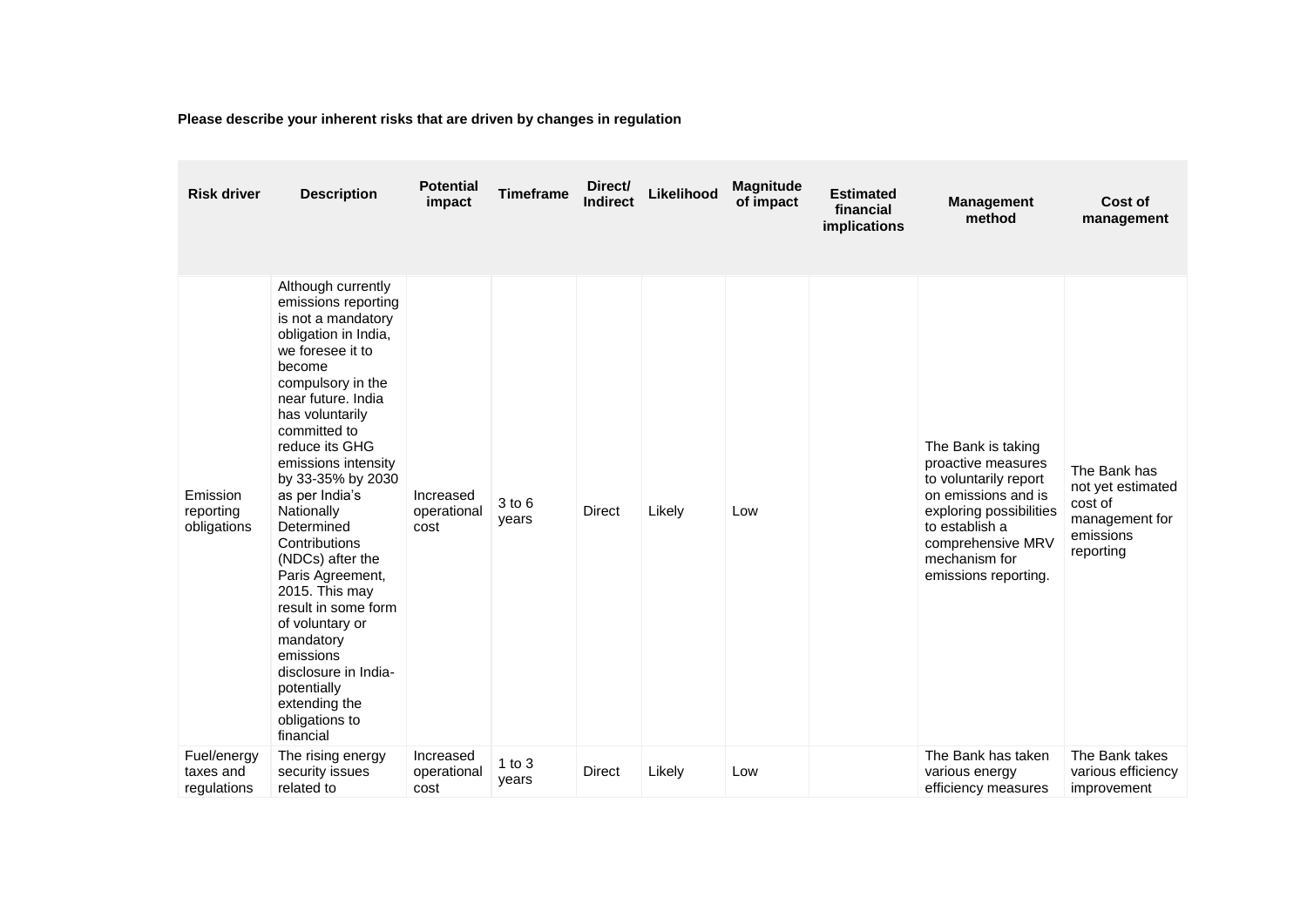**Please describe your inherent risks that are driven by changes in regulation**

| Risk driver | Description | Potential impact | Timeframe | Direct/ Indirect | Likelihood | Magnitude of impact | Estimated financial implications | Management method | Cost of management |
|---|---|---|---|---|---|---|---|---|---|
| Emission reporting obligations | Although currently emissions reporting is not a mandatory obligation in India, we foresee it to become compulsory in the near future. India has voluntarily committed to reduce its GHG emissions intensity by 33-35% by 2030 as per India's Nationally Determined Contributions (NDCs) after the Paris Agreement, 2015. This may result in some form of voluntary or mandatory emissions disclosure in India-potentially extending the obligations to financial | Increased operational cost | 3 to 6 years | Direct | Likely | Low | | The Bank is taking proactive measures to voluntarily report on emissions and is exploring possibilities to establish a comprehensive MRV mechanism for emissions reporting. | The Bank has not yet estimated cost of management for emissions reporting |
| Fuel/energy taxes and regulations | The rising energy security issues related to | Increased operational cost | 1 to 3 years | Direct | Likely | Low | | The Bank has taken various energy efficiency measures | The Bank takes various efficiency improvement |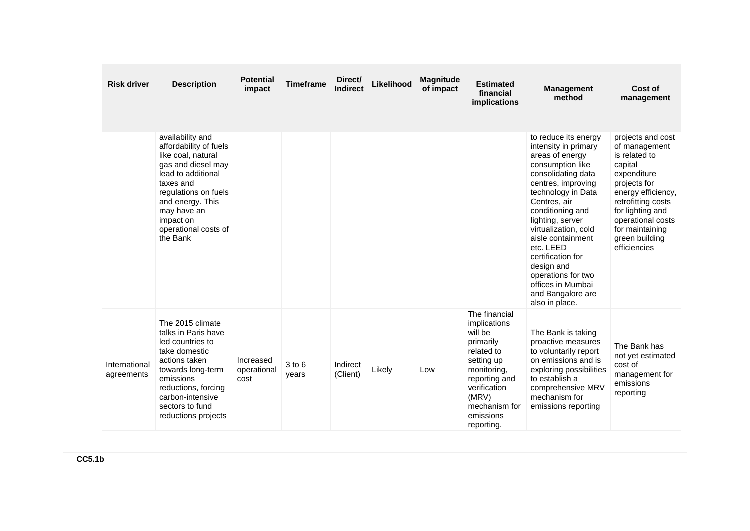| Risk driver | Description | Potential impact | Timeframe | Direct/ Indirect | Likelihood | Magnitude of impact | Estimated financial implications | Management method | Cost of management |
|---|---|---|---|---|---|---|---|---|---|
| | availability and affordability of fuels like coal, natural gas and diesel may lead to additional taxes and regulations on fuels and energy. This may have an impact on operational costs of the Bank | | | | | | | to reduce its energy intensity in primary areas of energy consumption like consolidating data centres, improving technology in Data Centres, air conditioning and lighting, server virtualization, cold aisle containment etc. LEED certification for design and operations for two offices in Mumbai and Bangalore are also in place. | projects and cost of management is related to capital expenditure projects for energy efficiency, retrofitting costs for lighting and operational costs for maintaining green building efficiencies |
| International agreements | The 2015 climate talks in Paris have led countries to take domestic actions taken towards long-term emissions reductions, forcing carbon-intensive sectors to fund reductions projects | Increased operational cost | 3 to 6 years | Indirect (Client) | Likely | Low | The financial implications will be primarily related to setting up monitoring, reporting and verification (MRV) mechanism for emissions reporting. | The Bank is taking proactive measures to voluntarily report on emissions and is exploring possibilities to establish a comprehensive MRV mechanism for emissions reporting | The Bank has not yet estimated cost of management for emissions reporting |

**CC5.1b**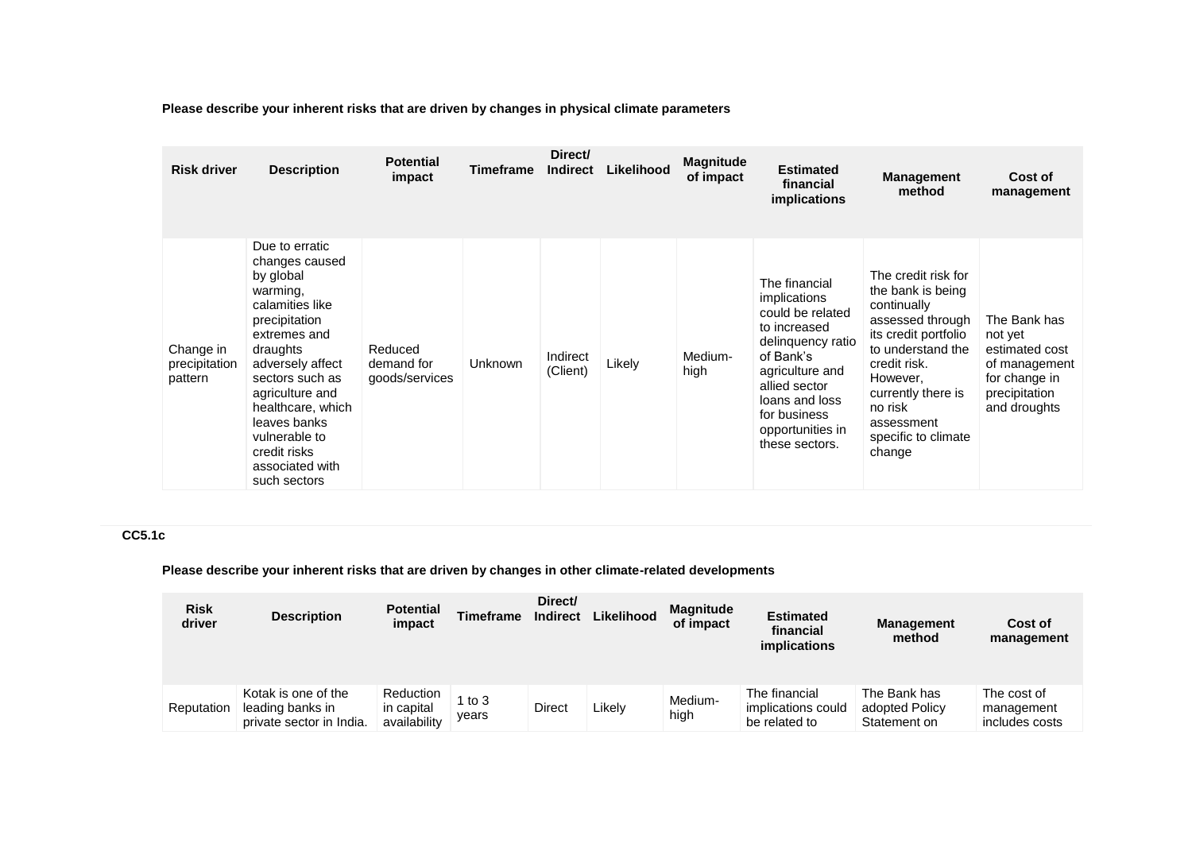**Please describe your inherent risks that are driven by changes in physical climate parameters**

| Risk driver | Description | Potential impact | Timeframe | Direct/ Indirect | Likelihood | Magnitude of impact | Estimated financial implications | Management method | Cost of management |
|---|---|---|---|---|---|---|---|---|---|
| Change in precipitation pattern | Due to erratic changes caused by global warming, calamities like precipitation extremes and draughts adversely affect sectors such as agriculture and healthcare, which leaves banks vulnerable to credit risks associated with such sectors | Reduced demand for goods/services | Unknown | Indirect (Client) | Likely | Medium-high | The financial implications could be related to increased delinquency ratio of Bank's agriculture and allied sector loans and loss for business opportunities in these sectors. | The credit risk for the bank is being continually assessed through its credit portfolio to understand the credit risk. However, currently there is no risk assessment specific to climate change | The Bank has not yet estimated cost of management for change in precipitation and droughts |

**CC5.1c**

**Please describe your inherent risks that are driven by changes in other climate-related developments**

| Risk driver | Description | Potential impact | Timeframe | Direct/ Indirect | Likelihood | Magnitude of impact | Estimated financial implications | Management method | Cost of management |
|---|---|---|---|---|---|---|---|---|---|
| Reputation | Kotak is one of the leading banks in private sector in India. | Reduction in capital availability | 1 to 3 years | Direct | Likely | Medium-high | The financial implications could be related to | The Bank has adopted Policy Statement on | The cost of management includes costs |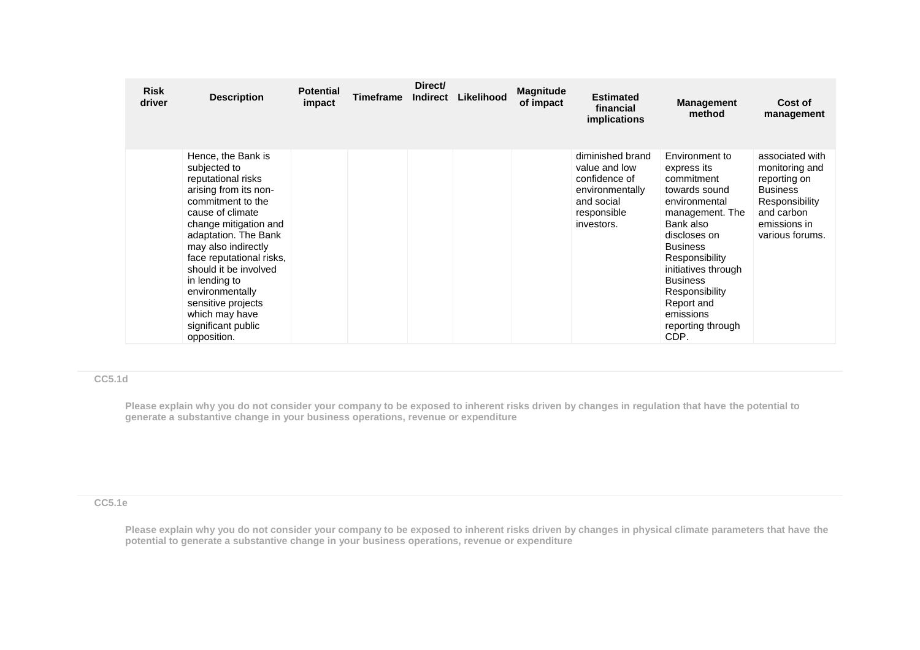| Risk driver | Description | Potential impact | Timeframe | Direct/ Indirect | Likelihood | Magnitude of impact | Estimated financial implications | Management method | Cost of management |
|---|---|---|---|---|---|---|---|---|---|
| | Hence, the Bank is subjected to reputational risks arising from its non-commitment to the cause of climate change mitigation and adaptation. The Bank may also indirectly face reputational risks, should it be involved in lending to environmentally sensitive projects which may have significant public opposition. | | | | | | diminished brand value and low confidence of environmentally and social responsible investors. | Environment to express its commitment towards sound environmental management. The Bank also discloses on Business Responsibility initiatives through Business Responsibility Report and emissions reporting through CDP. | associated with monitoring and reporting on Business Responsibility and carbon emissions in various forums. |

**CC5.1d**

**Please explain why you do not consider your company to be exposed to inherent risks driven by changes in regulation that have the potential to generate a substantive change in your business operations, revenue or expenditure**

**CC5.1e**

**Please explain why you do not consider your company to be exposed to inherent risks driven by changes in physical climate parameters that have the potential to generate a substantive change in your business operations, revenue or expenditure**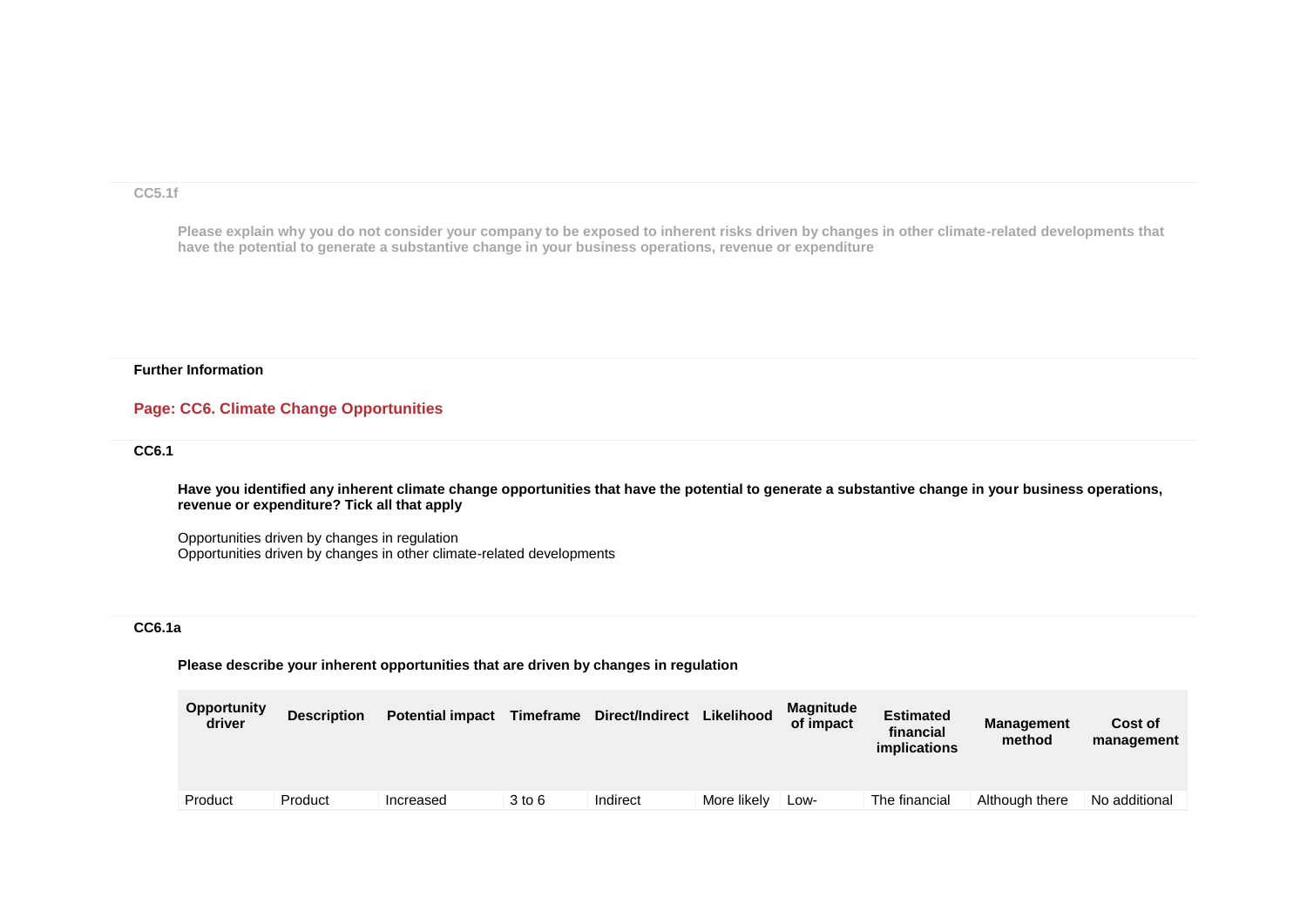CC5.1f

**Please explain why you do not consider your company to be exposed to inherent risks driven by changes in other climate-related developments that have the potential to generate a substantive change in your business operations, revenue or expenditure**

**Further Information**

## Page: CC6. Climate Change Opportunities

**CC6.1**

**Have you identified any inherent climate change opportunities that have the potential to generate a substantive change in your business operations, revenue or expenditure? Tick all that apply**

Opportunities driven by changes in regulation
Opportunities driven by changes in other climate-related developments

**CC6.1a**

**Please describe your inherent opportunities that are driven by changes in regulation**

| Opportunity driver | Description | Potential impact | Timeframe | Direct/Indirect | Likelihood | Magnitude of impact | Estimated financial implications | Management method | Cost of management |
|---|---|---|---|---|---|---|---|---|---|
| Product | Product | Increased | 3 to 6 | Indirect | More likely | Low- | The financial | Although there | No additional |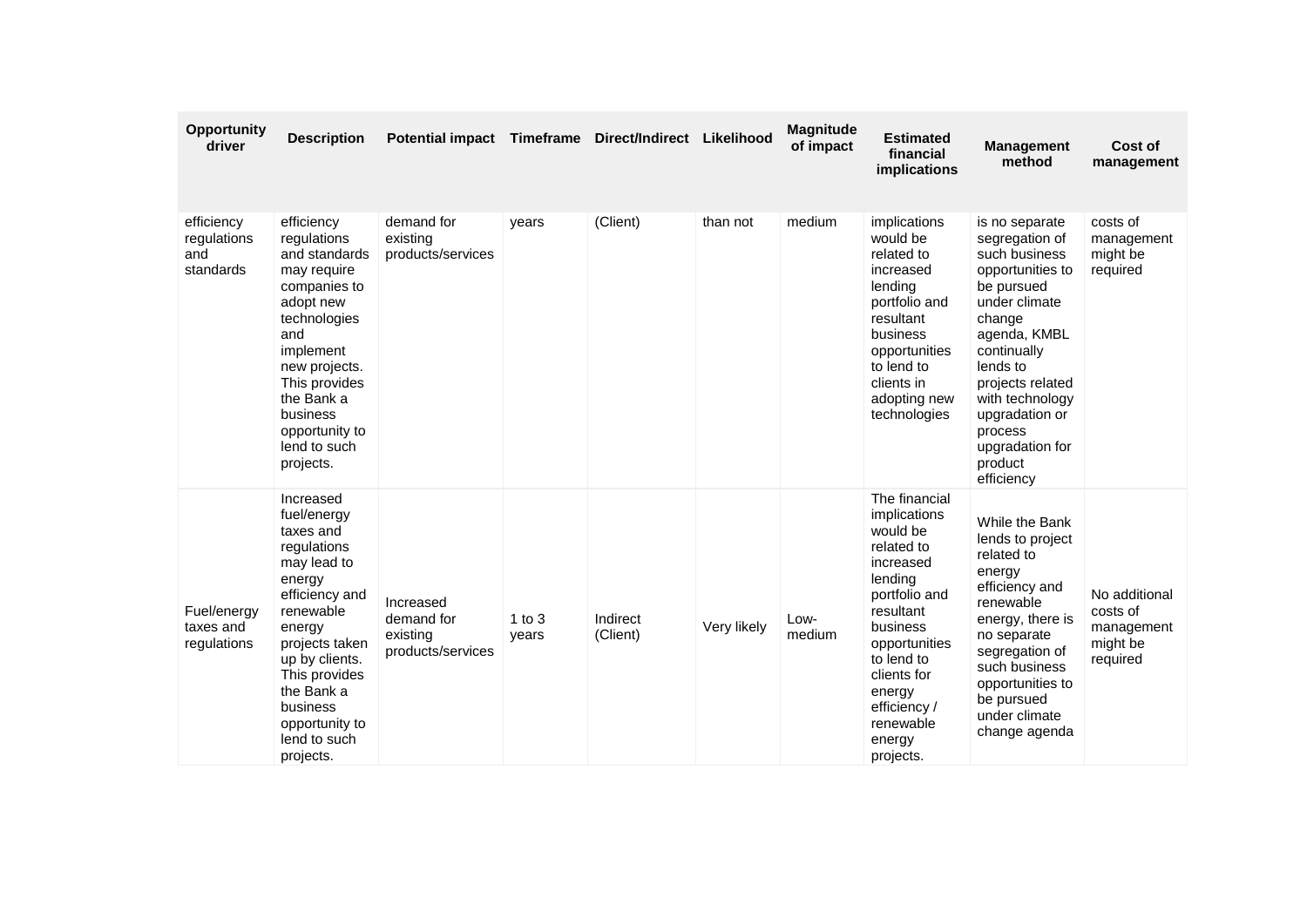| Opportunity driver | Description | Potential impact | Timeframe | Direct/Indirect | Likelihood | Magnitude of impact | Estimated financial implications | Management method | Cost of management |
|---|---|---|---|---|---|---|---|---|---|
| efficiency regulations and standards | efficiency regulations and standards may require companies to adopt new technologies and implement new projects. This provides the Bank a business opportunity to lend to such projects. | demand for existing products/services | years | (Client) | than not | medium | implications would be related to increased lending portfolio and resultant business opportunities to lend to clients in adopting new technologies | is no separate segregation of such business opportunities to be pursued under climate change agenda, KMBL continually lends to projects related with technology upgradation or process upgradation for product efficiency | costs of management might be required |
| Fuel/energy taxes and regulations | Increased fuel/energy taxes and regulations may lead to energy efficiency and renewable energy projects taken up by clients. This provides the Bank a business opportunity to lend to such projects. | Increased demand for existing products/services | 1 to 3 years | Indirect (Client) | Very likely | Low-medium | The financial implications would be related to increased lending portfolio and resultant business opportunities to lend to clients for energy efficiency / renewable energy projects. | While the Bank lends to project related to energy efficiency and renewable energy, there is no separate segregation of such business opportunities to be pursued under climate change agenda | No additional costs of management might be required |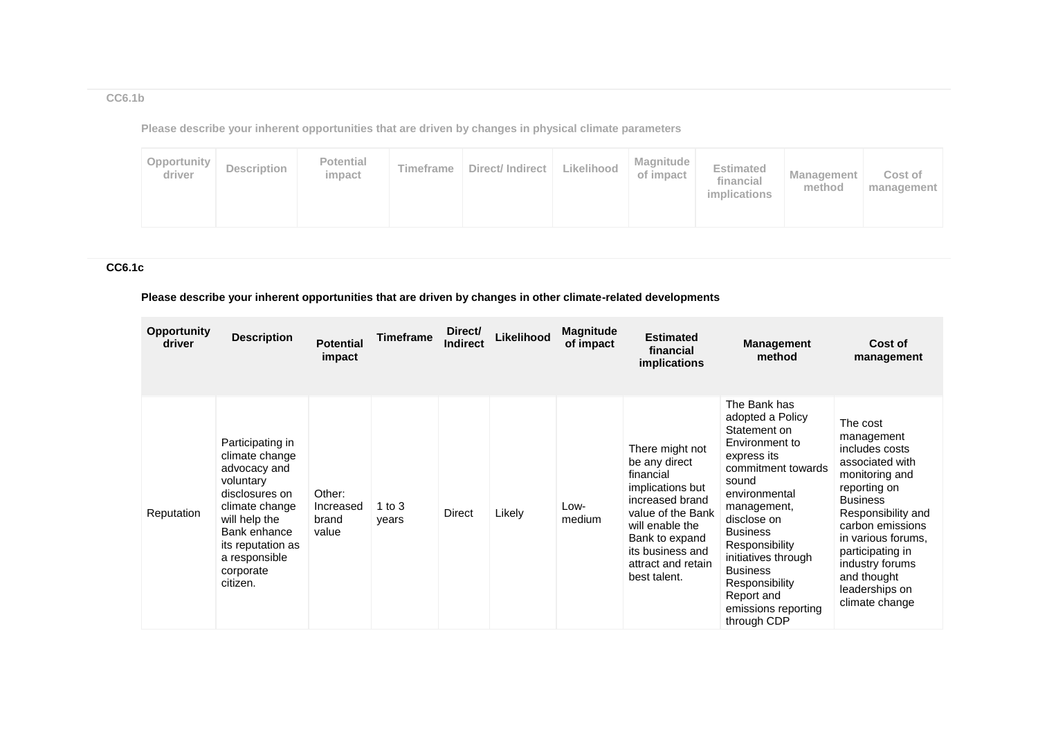### CC6.1b

**Please describe your inherent opportunities that are driven by changes in physical climate parameters**

| Opportunity driver | Description | Potential impact | Timeframe | Direct/ Indirect | Likelihood | Magnitude of impact | Estimated financial implications | Management method | Cost of management |
|---|---|---|---|---|---|---|---|---|---|

### CC6.1c

**Please describe your inherent opportunities that are driven by changes in other climate-related developments**

| Opportunity driver | Description | Potential impact | Timeframe | Direct/ Indirect | Likelihood | Magnitude of impact | Estimated financial implications | Management method | Cost of management |
|---|---|---|---|---|---|---|---|---|---|
| Reputation | Participating in climate change advocacy and voluntary disclosures on climate change will help the Bank enhance its reputation as a responsible corporate citizen. | Other: Increased brand value | 1 to 3 years | Direct | Likely | Low-medium | There might not be any direct financial implications but increased brand value of the Bank will enable the Bank to expand its business and attract and retain best talent. | The Bank has adopted a Policy Statement on Environment to express its commitment towards sound environmental management, disclose on Business Responsibility initiatives through Business Responsibility Report and emissions reporting through CDP | The cost management includes costs associated with monitoring and reporting on Business Responsibility and carbon emissions in various forums, participating in industry forums and thought leaderships on climate change |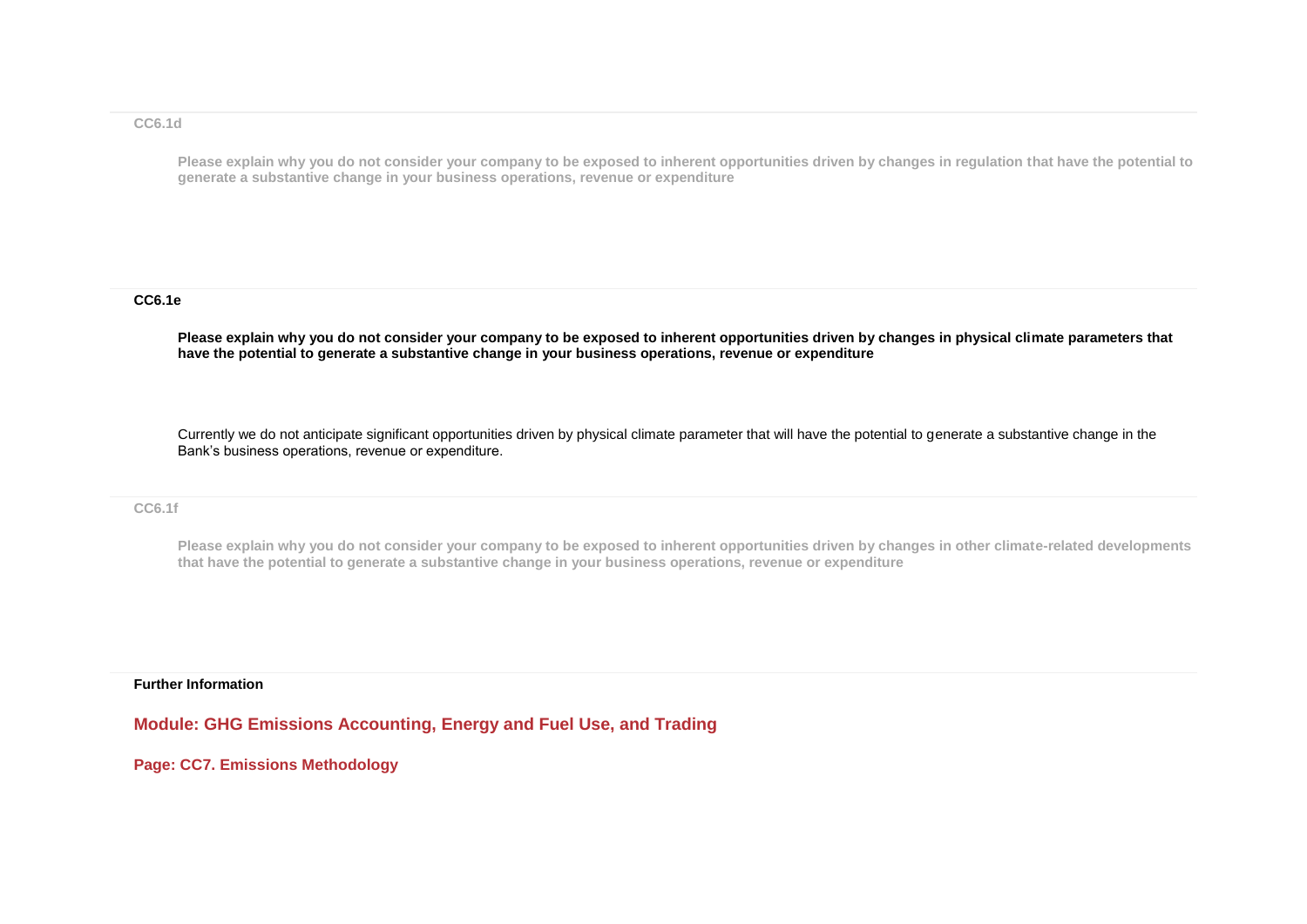### CC6.1d

**Please explain why you do not consider your company to be exposed to inherent opportunities driven by changes in regulation that have the potential to generate a substantive change in your business operations, revenue or expenditure**

### CC6.1e

**Please explain why you do not consider your company to be exposed to inherent opportunities driven by changes in physical climate parameters that have the potential to generate a substantive change in your business operations, revenue or expenditure**

Currently we do not anticipate significant opportunities driven by physical climate parameter that will have the potential to generate a substantive change in the Bank's business operations, revenue or expenditure.

### CC6.1f

**Please explain why you do not consider your company to be exposed to inherent opportunities driven by changes in other climate-related developments that have the potential to generate a substantive change in your business operations, revenue or expenditure**

**Further Information**

## Module: GHG Emissions Accounting, Energy and Fuel Use, and Trading

### Page: CC7. Emissions Methodology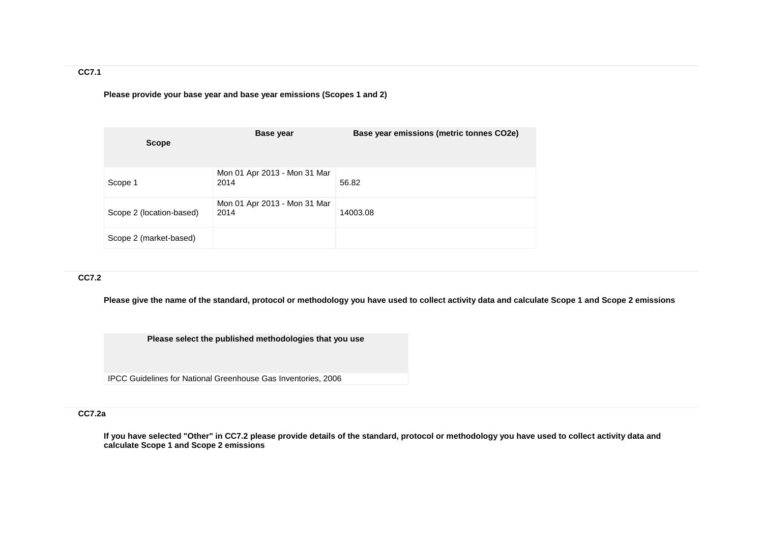### CC7.1

**Please provide your base year and base year emissions (Scopes 1 and 2)**

| Scope | Base year | Base year emissions (metric tonnes CO2e) |
|---|---|---|
| Scope 1 | Mon 01 Apr 2013 - Mon 31 Mar 2014 | 56.82 |
| Scope 2 (location-based) | Mon 01 Apr 2013 - Mon 31 Mar 2014 | 14003.08 |
| Scope 2 (market-based) | | |

### CC7.2

**Please give the name of the standard, protocol or methodology you have used to collect activity data and calculate Scope 1 and Scope 2 emissions**

| Please select the published methodologies that you use |
|---|
| IPCC Guidelines for National Greenhouse Gas Inventories, 2006 |

### CC7.2a

**If you have selected "Other" in CC7.2 please provide details of the standard, protocol or methodology you have used to collect activity data and calculate Scope 1 and Scope 2 emissions**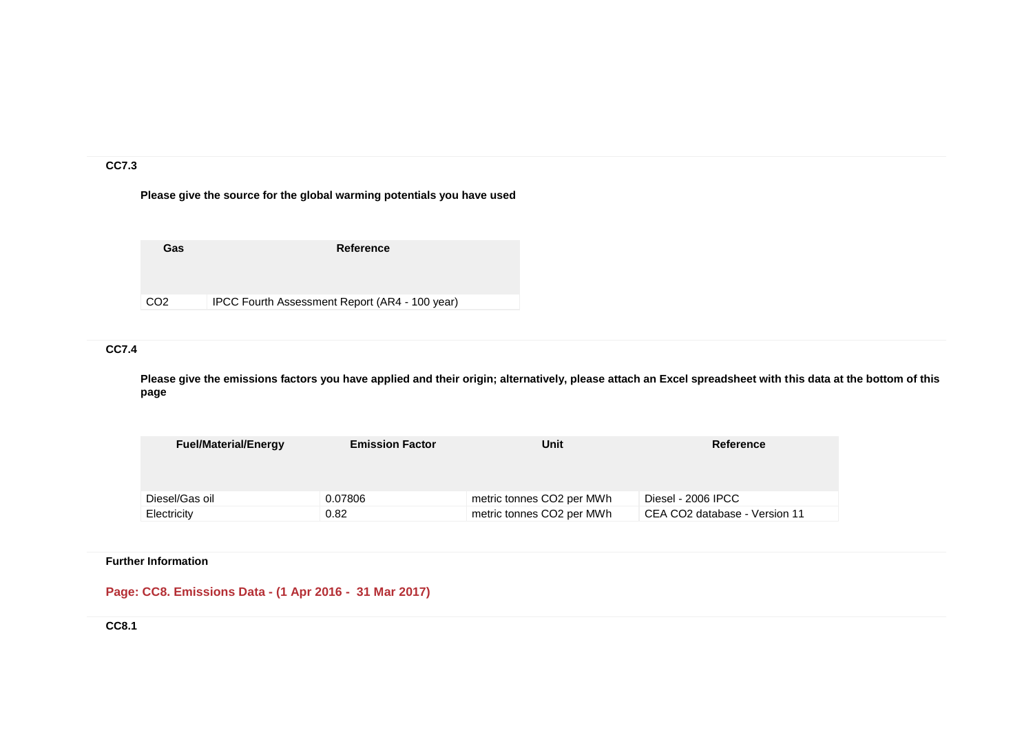**CC7.3**

**Please give the source for the global warming potentials you have used**

| Gas | Reference |
|---|---|
| $CO_2$ | IPCC Fourth Assessment Report (AR4 - 100 year) |

**CC7.4**

**Please give the emissions factors you have applied and their origin; alternatively, please attach an Excel spreadsheet with this data at the bottom of this page**

| Fuel/Material/Energy | Emission Factor | Unit | Reference |
|---|---|---|---|
| Diesel/Gas oil | 0.07806 | metric tonnes $CO_2$ per MWh | Diesel - 2006 IPCC |
| Electricity | 0.82 | metric tonnes $CO_2$ per MWh | CEA $CO_2$ database - Version 11 |

**Further Information**

## Page: CC8. Emissions Data - (1 Apr 2016 - 31 Mar 2017)

**CC8.1**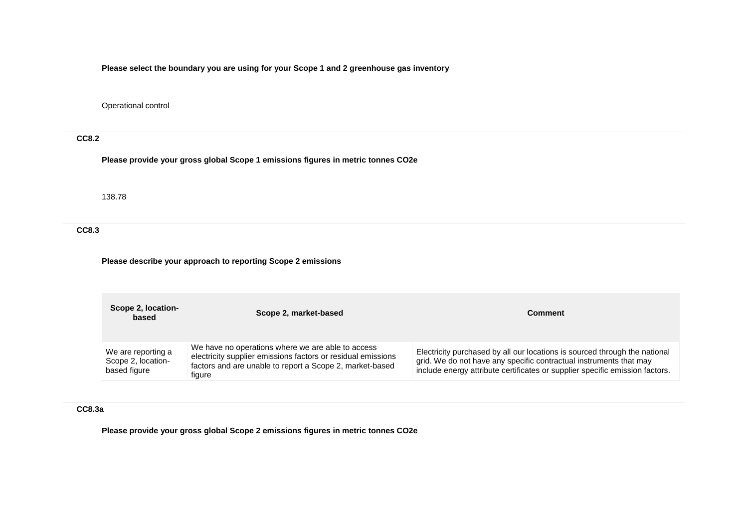**Please select the boundary you are using for your Scope 1 and 2 greenhouse gas inventory**

Operational control

**CC8.2**

**Please provide your gross global Scope 1 emissions figures in metric tonnes CO2e**

138.78

**CC8.3**

**Please describe your approach to reporting Scope 2 emissions**

| Scope 2, location-based | Scope 2, market-based | Comment |
|---|---|---|
| We are reporting a Scope 2, location-based figure | We have no operations where we are able to access electricity supplier emissions factors or residual emissions factors and are unable to report a Scope 2, market-based figure | Electricity purchased by all our locations is sourced through the national grid. We do not have any specific contractual instruments that may include energy attribute certificates or supplier specific emission factors. |

**CC8.3a**

**Please provide your gross global Scope 2 emissions figures in metric tonnes CO2e**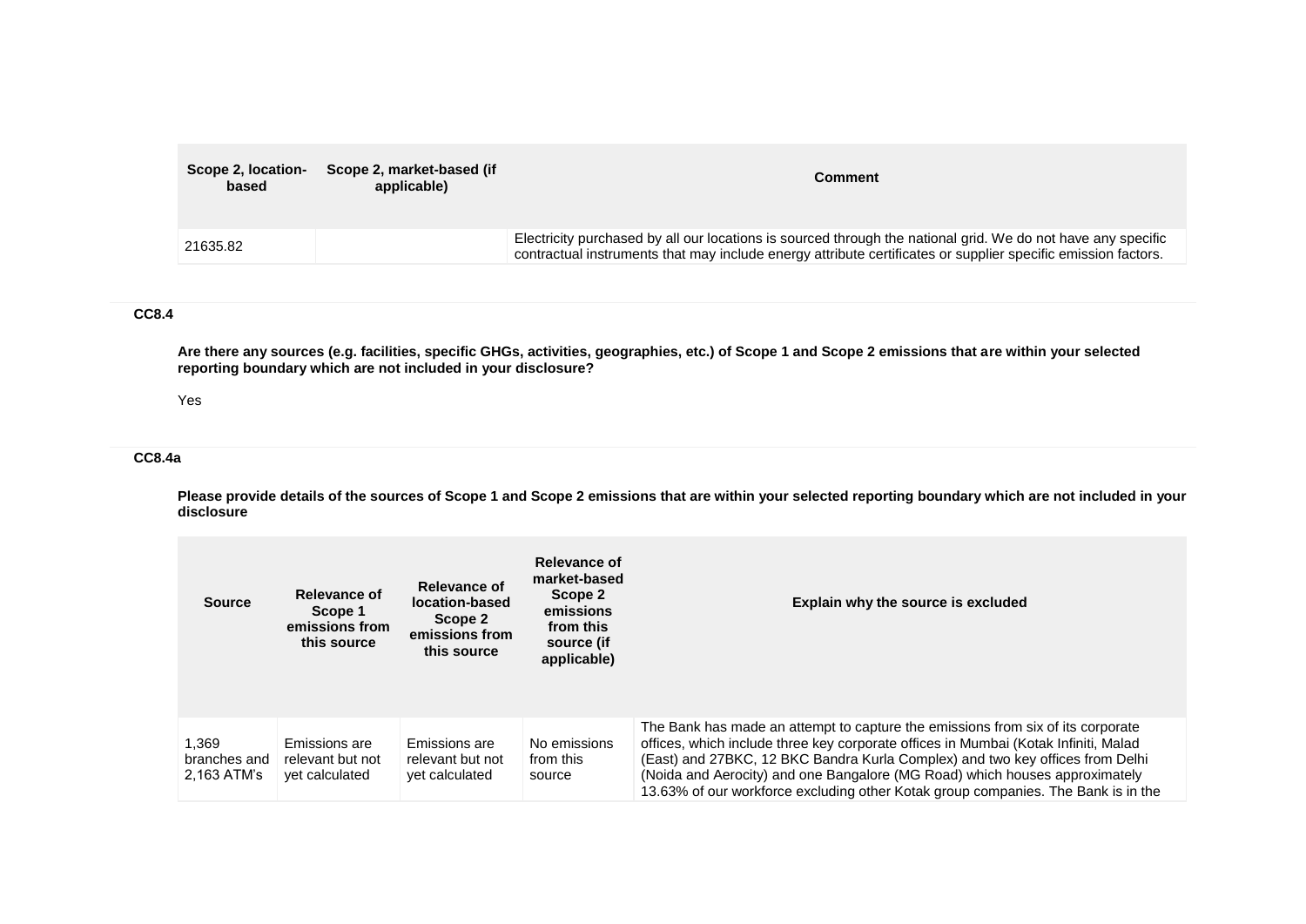| Scope 2, location-based | Scope 2, market-based (if applicable) | Comment |
|---|---|---|
| 21635.82 | | Electricity purchased by all our locations is sourced through the national grid. We do not have any specific contractual instruments that may include energy attribute certificates or supplier specific emission factors. |

### CC8.4

**Are there any sources (e.g. facilities, specific GHGs, activities, geographies, etc.) of Scope 1 and Scope 2 emissions that are within your selected reporting boundary which are not included in your disclosure?**

Yes

### CC8.4a

**Please provide details of the sources of Scope 1 and Scope 2 emissions that are within your selected reporting boundary which are not included in your disclosure**

| Source | Relevance of Scope 1 emissions from this source | Relevance of location-based Scope 2 emissions from this source | Relevance of market-based Scope 2 emissions from this source (if applicable) | Explain why the source is excluded |
|---|---|---|---|---|
| 1,369 branches and 2,163 ATM's | Emissions are relevant but not yet calculated | Emissions are relevant but not yet calculated | No emissions from this source | The Bank has made an attempt to capture the emissions from six of its corporate offices, which include three key corporate offices in Mumbai (Kotak Infiniti, Malad (East) and 27BKC, 12 BKC Bandra Kurla Complex) and two key offices from Delhi (Noida and Aerocity) and one Bangalore (MG Road) which houses approximately 13.63% of our workforce excluding other Kotak group companies. The Bank is in the |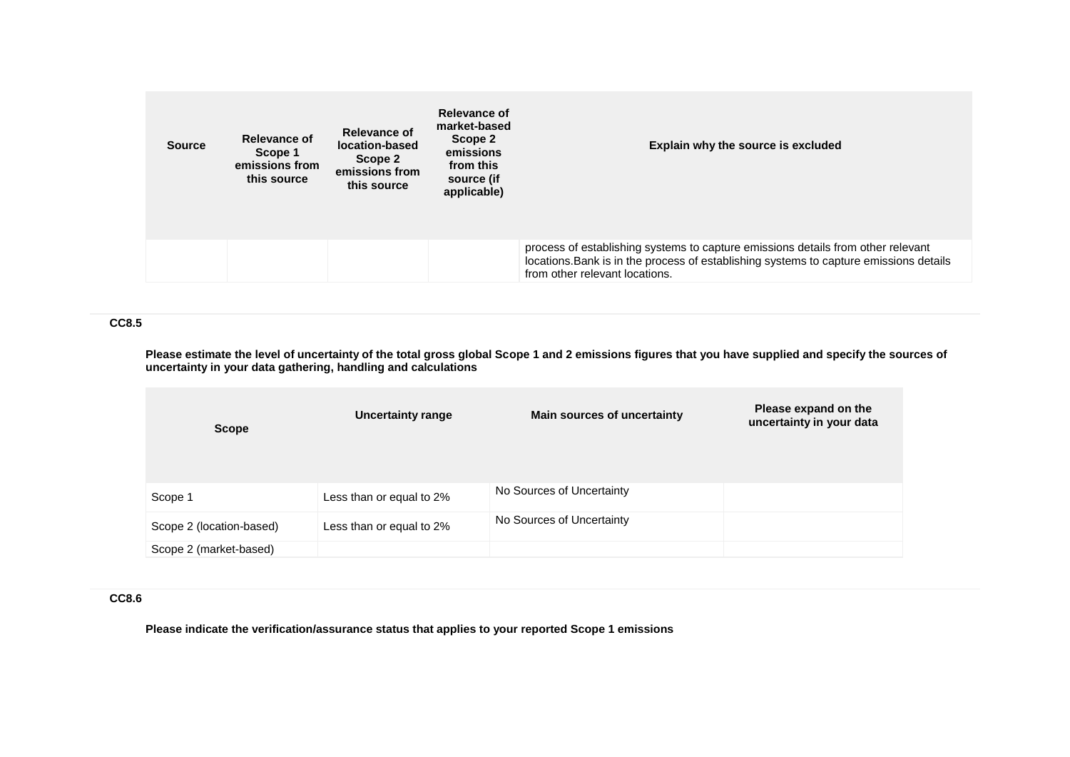| Source | Relevance of Scope 1 emissions from this source | Relevance of location-based Scope 2 emissions from this source | Relevance of market-based Scope 2 emissions from this source (if applicable) | Explain why the source is excluded |
|---|---|---|---|---|
| | | | | process of establishing systems to capture emissions details from other relevant locations.Bank is in the process of establishing systems to capture emissions details from other relevant locations. |

### CC8.5

**Please estimate the level of uncertainty of the total gross global Scope 1 and 2 emissions figures that you have supplied and specify the sources of uncertainty in your data gathering, handling and calculations**

| Scope | Uncertainty range | Main sources of uncertainty | Please expand on the uncertainty in your data |
|---|---|---|---|
| Scope 1 | Less than or equal to 2% | No Sources of Uncertainty | |
| Scope 2 (location-based) | Less than or equal to 2% | No Sources of Uncertainty | |
| Scope 2 (market-based) | | | |

### CC8.6

**Please indicate the verification/assurance status that applies to your reported Scope 1 emissions**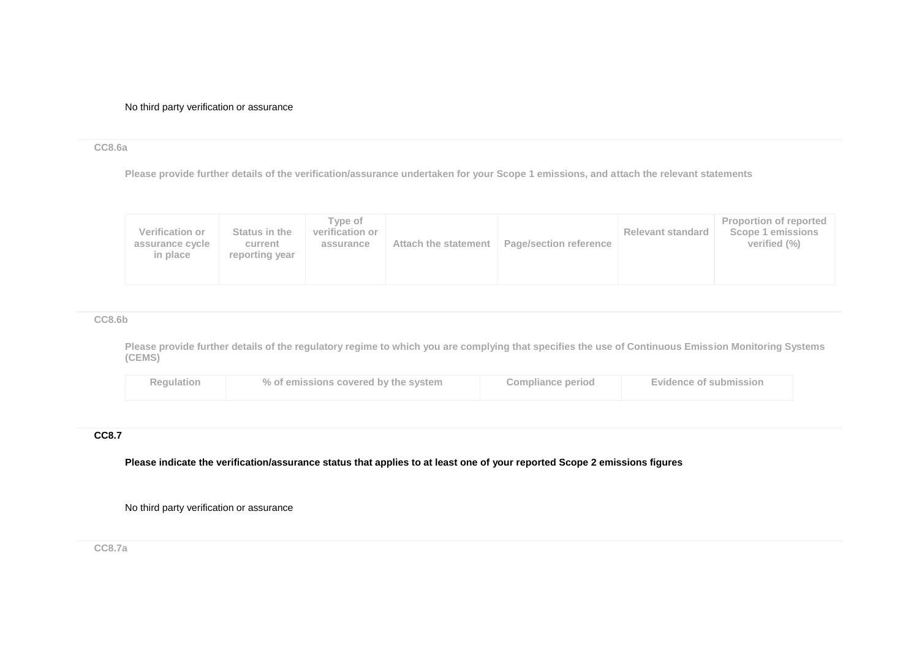No third party verification or assurance

### CC8.6a

**Please provide further details of the verification/assurance undertaken for your Scope 1 emissions, and attach the relevant statements**

| Verification or assurance cycle in place | Status in the current reporting year | Type of verification or assurance | Attach the statement | Page/section reference | Relevant standard | Proportion of reported Scope 1 emissions verified (%) |
|---|---|---|---|---|---|---|
| | | | | | | |

### CC8.6b

**Please provide further details of the regulatory regime to which you are complying that specifies the use of Continuous Emission Monitoring Systems (CEMS)**

| Regulation | % of emissions covered by the system | Compliance period | Evidence of submission |
|---|---|---|---|
| | | | |

### CC8.7

**Please indicate the verification/assurance status that applies to at least one of your reported Scope 2 emissions figures**

No third party verification or assurance

### CC8.7a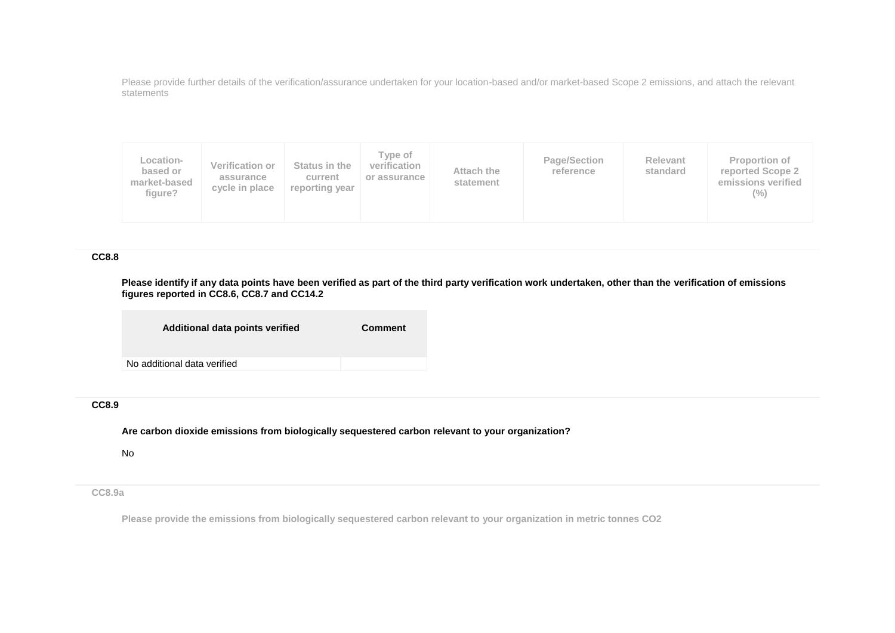Please provide further details of the verification/assurance undertaken for your location-based and/or market-based Scope 2 emissions, and attach the relevant statements

| Location-based or market-based figure? | Verification or assurance cycle in place | Status in the current reporting year | Type of verification or assurance | Attach the statement | Page/Section reference | Relevant standard | Proportion of reported Scope 2 emissions verified (%) |
|---|---|---|---|---|---|---|---|
| | | | | | | | |

### CC8.8

**Please identify if any data points have been verified as part of the third party verification work undertaken, other than the verification of emissions figures reported in CC8.6, CC8.7 and CC14.2**

| Additional data points verified | Comment |
|---|---|
| No additional data verified | |

### CC8.9

**Are carbon dioxide emissions from biologically sequestered carbon relevant to your organization?**

No

### CC8.9a

**Please provide the emissions from biologically sequestered carbon relevant to your organization in metric tonnes CO2**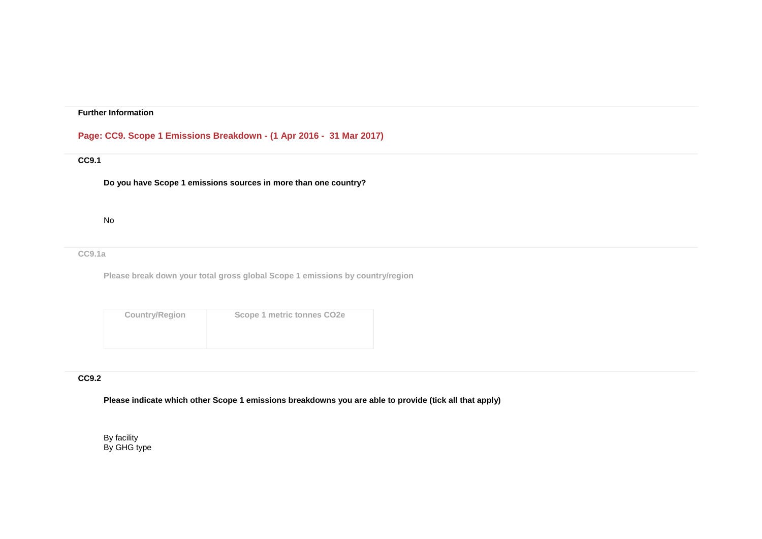**Further Information**

## Page: CC9. Scope 1 Emissions Breakdown - (1 Apr 2016 - 31 Mar 2017)

### CC9.1

**Do you have Scope 1 emissions sources in more than one country?**

No

### CC9.1a

**Please break down your total gross global Scope 1 emissions by country/region**

| Country/Region | Scope 1 metric tonnes CO2e |
| --- | --- |
| | |

### CC9.2

**Please indicate which other Scope 1 emissions breakdowns you are able to provide (tick all that apply)**

By facility
By GHG type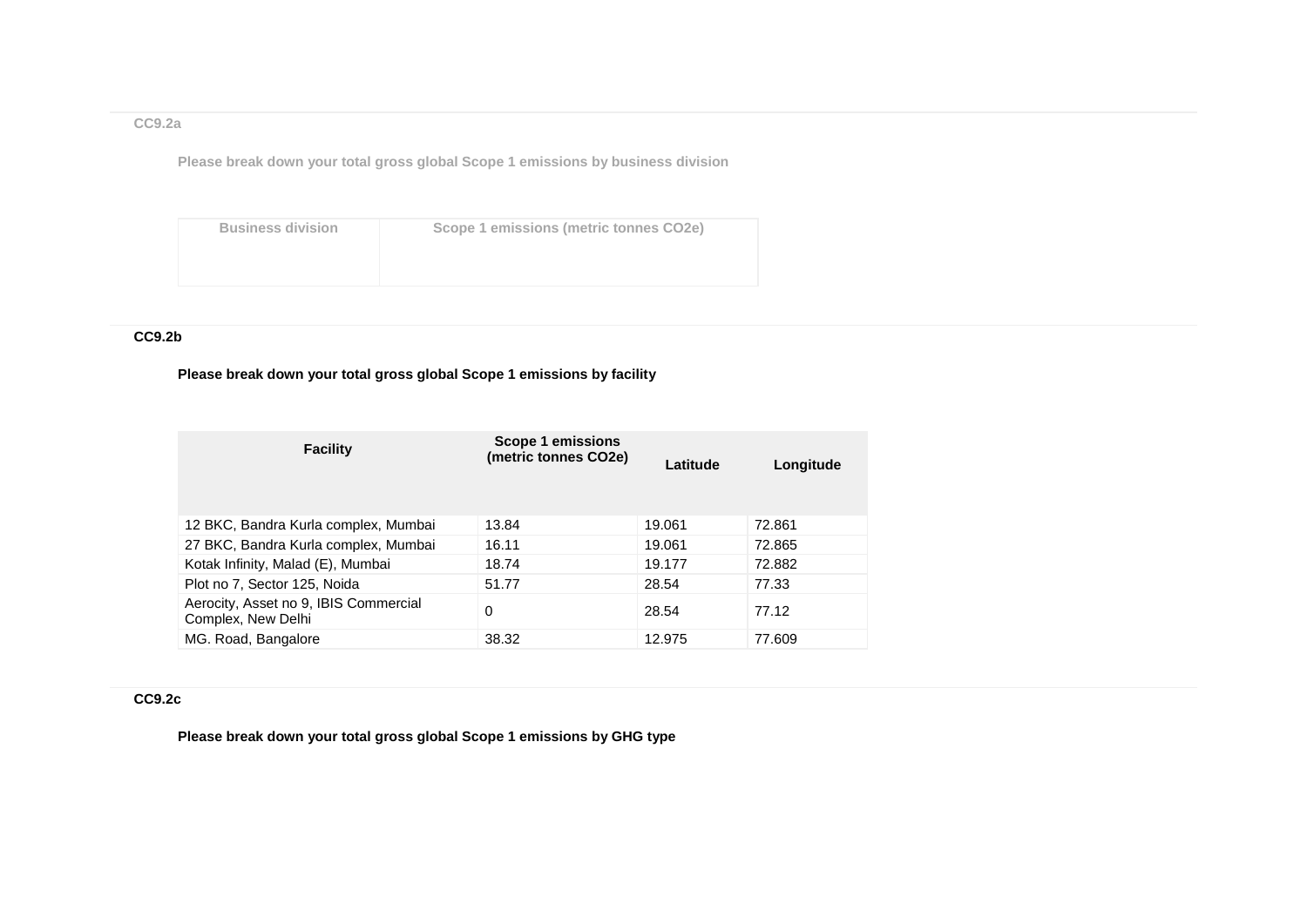### CC9.2a

**Please break down your total gross global Scope 1 emissions by business division**

| Business division | Scope 1 emissions (metric tonnes CO2e) |
| --- | --- |
| | |

### CC9.2b

**Please break down your total gross global Scope 1 emissions by facility**

| Facility | Scope 1 emissions (metric tonnes CO2e) | Latitude | Longitude |
| --- | --- | --- | --- |
| 12 BKC, Bandra Kurla complex, Mumbai | 13.84 | 19.061 | 72.861 |
| 27 BKC, Bandra Kurla complex, Mumbai | 16.11 | 19.061 | 72.865 |
| Kotak Infinity, Malad (E), Mumbai | 18.74 | 19.177 | 72.882 |
| Plot no 7, Sector 125, Noida | 51.77 | 28.54 | 77.33 |
| Aerocity, Asset no 9, IBIS Commercial Complex, New Delhi | 0 | 28.54 | 77.12 |
| MG. Road, Bangalore | 38.32 | 12.975 | 77.609 |

### CC9.2c

**Please break down your total gross global Scope 1 emissions by GHG type**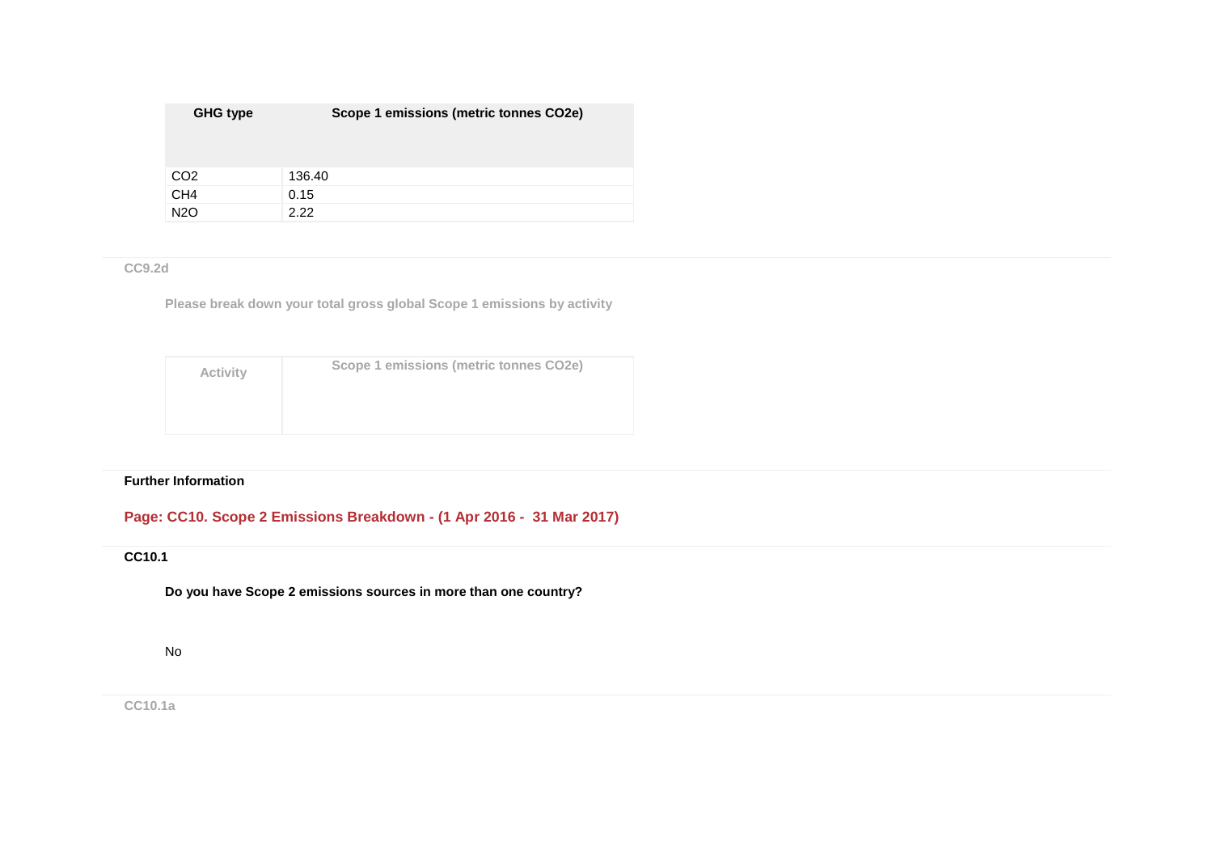| GHG type | Scope 1 emissions (metric tonnes CO2e) |
|---|---|
| CO2 | 136.40 |
| CH4 | 0.15 |
| N2O | 2.22 |

**CC9.2d**

**Please break down your total gross global Scope 1 emissions by activity**

| Activity | Scope 1 emissions (metric tonnes CO2e) |
|---|---|
| | |

**Further Information**

## Page: CC10. Scope 2 Emissions Breakdown - (1 Apr 2016 - 31 Mar 2017)

**CC10.1**

**Do you have Scope 2 emissions sources in more than one country?**

No

**CC10.1a**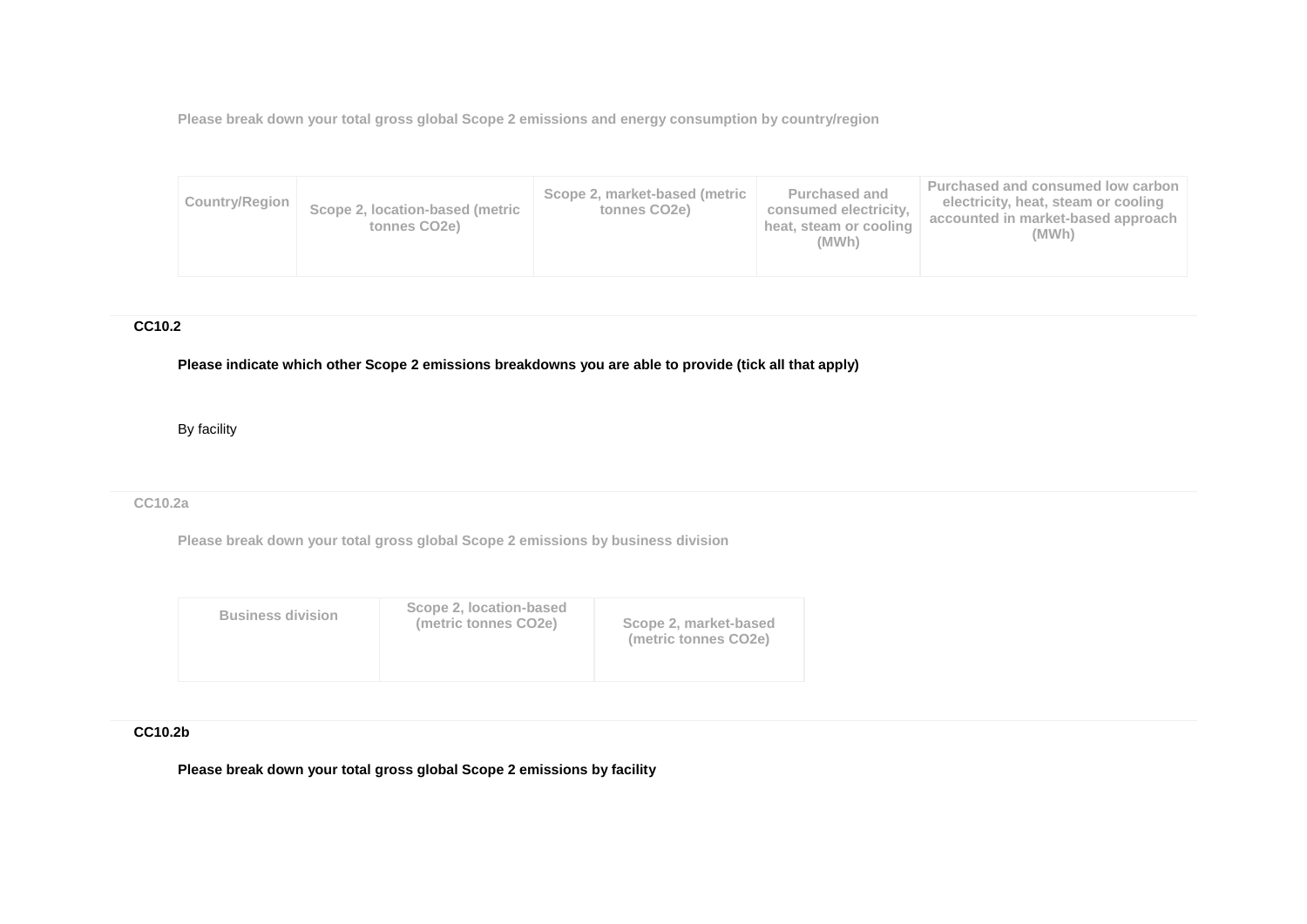Please break down your total gross global Scope 2 emissions and energy consumption by country/region

| Country/Region | Scope 2, location-based (metric tonnes CO2e) | Scope 2, market-based (metric tonnes CO2e) | Purchased and consumed electricity, heat, steam or cooling (MWh) | Purchased and consumed low carbon electricity, heat, steam or cooling accounted in market-based approach (MWh) |
|---|---|---|---|---|
| | | | | |

**CC10.2**

**Please indicate which other Scope 2 emissions breakdowns you are able to provide (tick all that apply)**

By facility

**CC10.2a**

**Please break down your total gross global Scope 2 emissions by business division**

| Business division | Scope 2, location-based (metric tonnes CO2e) | Scope 2, market-based (metric tonnes CO2e) |
|---|---|---|
| | | |

**CC10.2b**

**Please break down your total gross global Scope 2 emissions by facility**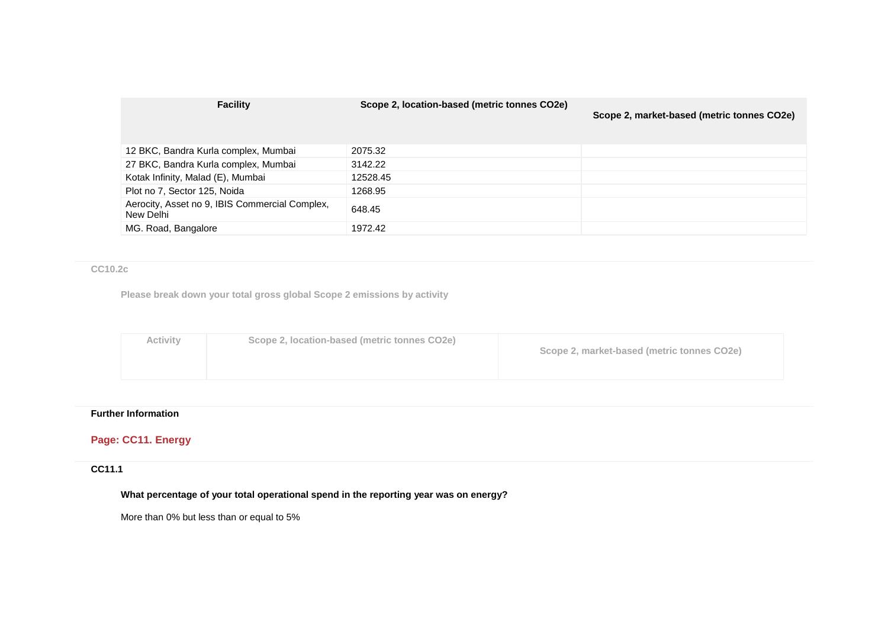| Facility | Scope 2, location-based (metric tonnes CO2e) | Scope 2, market-based (metric tonnes CO2e) |
|---|---|---|
| 12 BKC, Bandra Kurla complex, Mumbai | 2075.32 | |
| 27 BKC, Bandra Kurla complex, Mumbai | 3142.22 | |
| Kotak Infinity, Malad (E), Mumbai | 12528.45 | |
| Plot no 7, Sector 125, Noida | 1268.95 | |
| Aerocity, Asset no 9, IBIS Commercial Complex, New Delhi | 648.45 | |
| MG. Road, Bangalore | 1972.42 | |

**CC10.2c**

**Please break down your total gross global Scope 2 emissions by activity**

| Activity | Scope 2, location-based (metric tonnes CO2e) | Scope 2, market-based (metric tonnes CO2e) |
|---|---|---|

**Further Information**

## Page: CC11. Energy

**CC11.1**

**What percentage of your total operational spend in the reporting year was on energy?**

More than 0% but less than or equal to 5%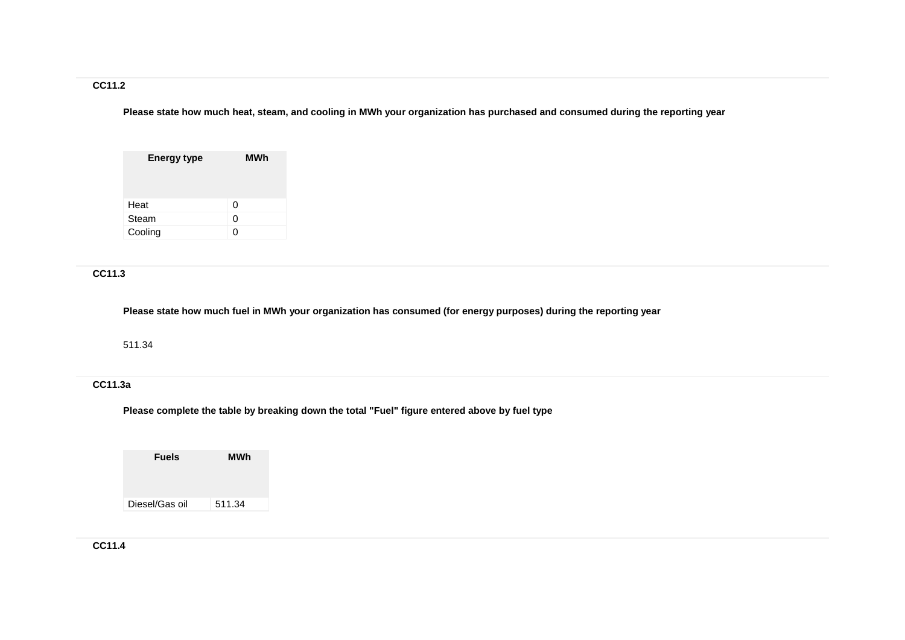### CC11.2

**Please state how much heat, steam, and cooling in MWh your organization has purchased and consumed during the reporting year**

| Energy type | MWh |
|---|---|
| Heat | 0 |
| Steam | 0 |
| Cooling | 0 |

### CC11.3

**Please state how much fuel in MWh your organization has consumed (for energy purposes) during the reporting year**

511.34

### CC11.3a

**Please complete the table by breaking down the total "Fuel" figure entered above by fuel type**

| Fuels | MWh |
|---|---|
| Diesel/Gas oil | 511.34 |

### CC11.4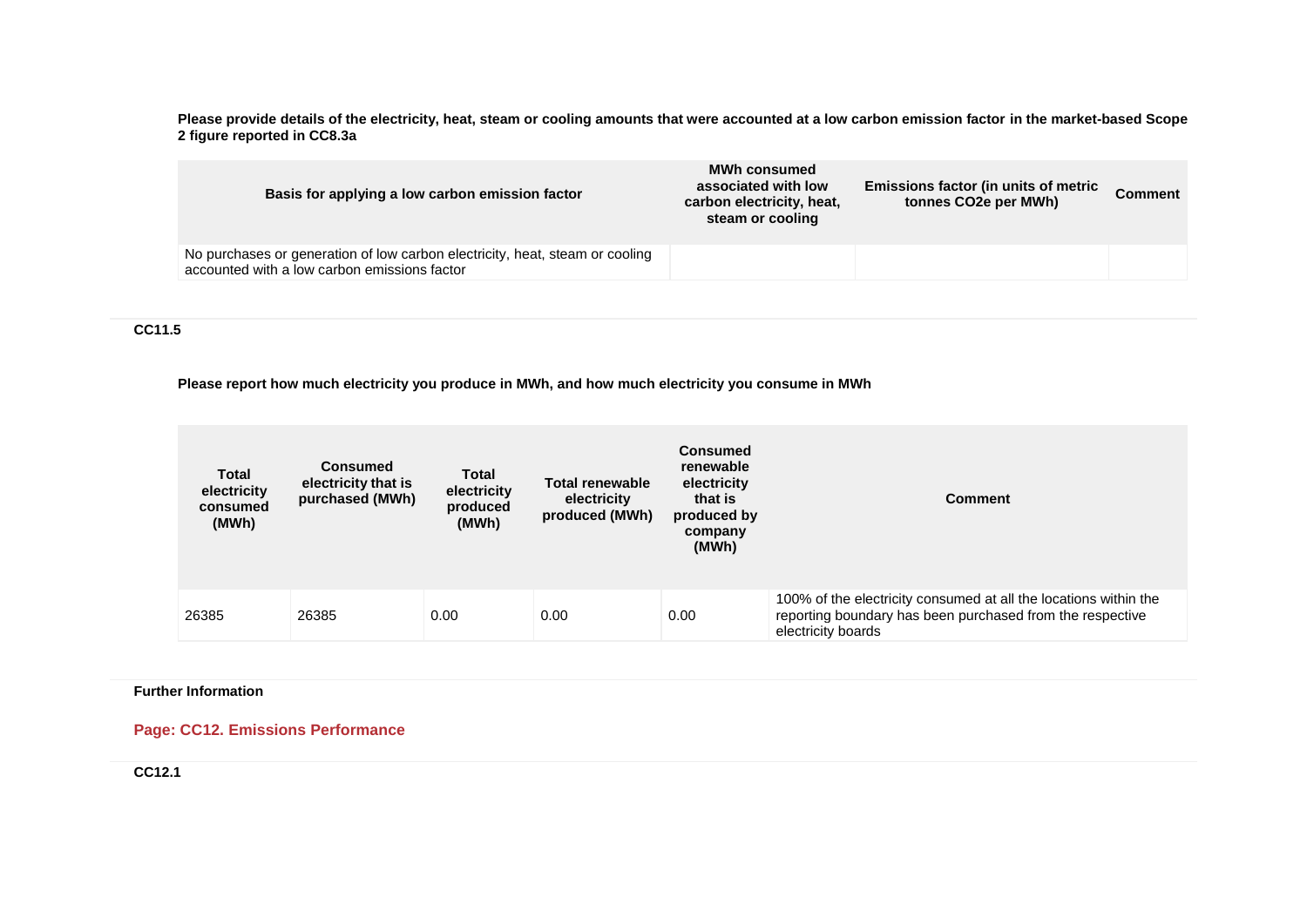**Please provide details of the electricity, heat, steam or cooling amounts that were accounted at a low carbon emission factor in the market-based Scope 2 figure reported in CC8.3a**

| Basis for applying a low carbon emission factor | MWh consumed associated with low carbon electricity, heat, steam or cooling | Emissions factor (in units of metric tonnes CO2e per MWh) | Comment |
|---|---|---|---|
| No purchases or generation of low carbon electricity, heat, steam or cooling accounted with a low carbon emissions factor | | | |

### CC11.5

**Please report how much electricity you produce in MWh, and how much electricity you consume in MWh**

| Total electricity consumed (MWh) | Consumed electricity that is purchased (MWh) | Total electricity produced (MWh) | Total renewable electricity produced (MWh) | Consumed renewable electricity that is produced by company (MWh) | Comment |
|---|---|---|---|---|---|
| 26385 | 26385 | 0.00 | 0.00 | 0.00 | 100% of the electricity consumed at all the locations within the reporting boundary has been purchased from the respective electricity boards |

**Further Information**

## Page: CC12. Emissions Performance

### CC12.1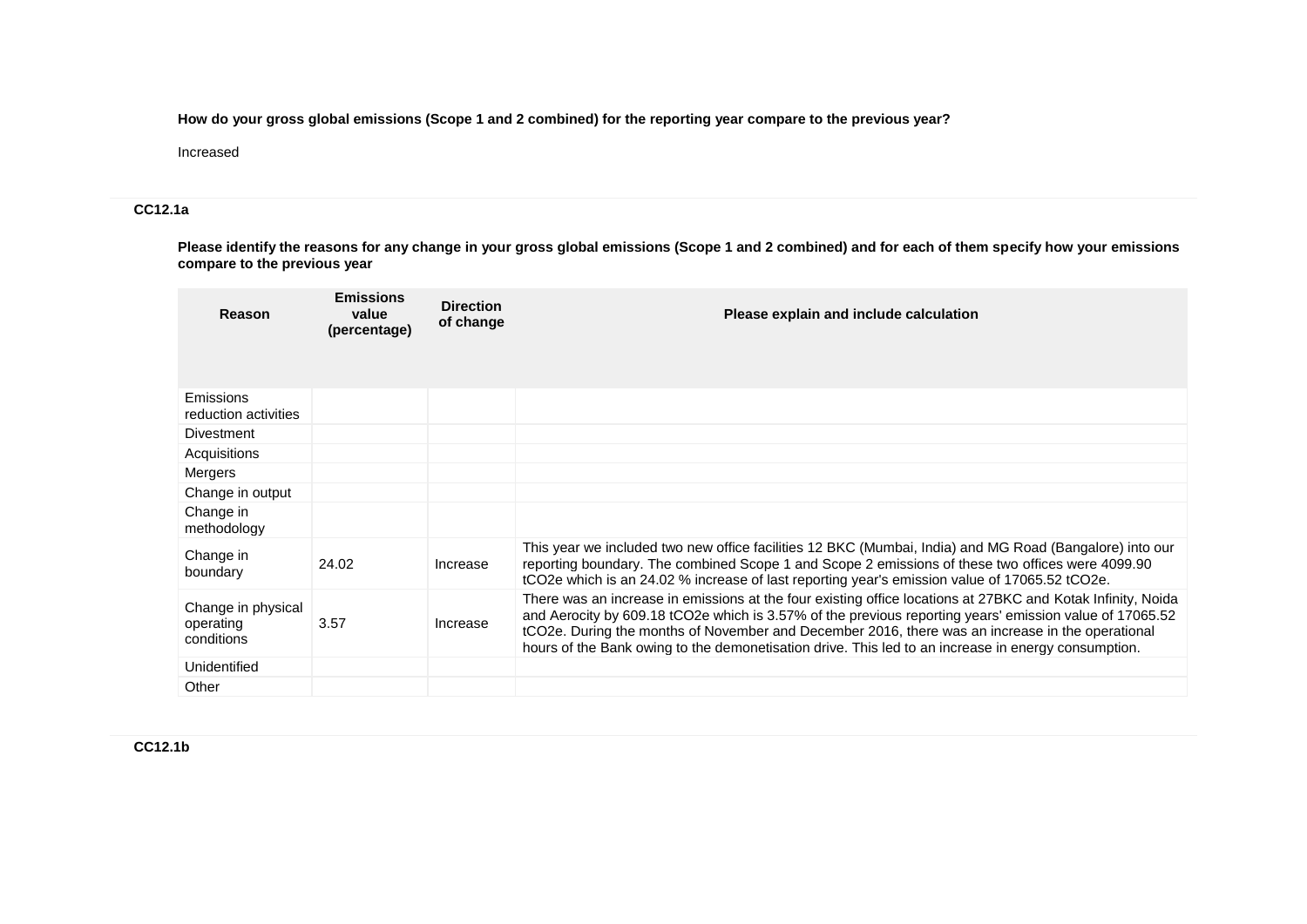**How do your gross global emissions (Scope 1 and 2 combined) for the reporting year compare to the previous year?**

Increased

### CC12.1a

**Please identify the reasons for any change in your gross global emissions (Scope 1 and 2 combined) and for each of them specify how your emissions compare to the previous year**

| Reason | Emissions value (percentage) | Direction of change | Please explain and include calculation |
|---|---|---|---|
| Emissions reduction activities | | | |
| Divestment | | | |
| Acquisitions | | | |
| Mergers | | | |
| Change in output | | | |
| Change in methodology | | | |
| Change in boundary | 24.02 | Increase | This year we included two new office facilities 12 BKC (Mumbai, India) and MG Road (Bangalore) into our reporting boundary. The combined Scope 1 and Scope 2 emissions of these two offices were 4099.90 tCO2e which is an 24.02 % increase of last reporting year's emission value of 17065.52 tCO2e. |
| Change in physical operating conditions | 3.57 | Increase | There was an increase in emissions at the four existing office locations at 27BKC and Kotak Infinity, Noida and Aerocity by 609.18 tCO2e which is 3.57% of the previous reporting years' emission value of 17065.52 tCO2e. During the months of November and December 2016, there was an increase in the operational hours of the Bank owing to the demonetisation drive. This led to an increase in energy consumption. |
| Unidentified | | | |
| Other | | | |

### CC12.1b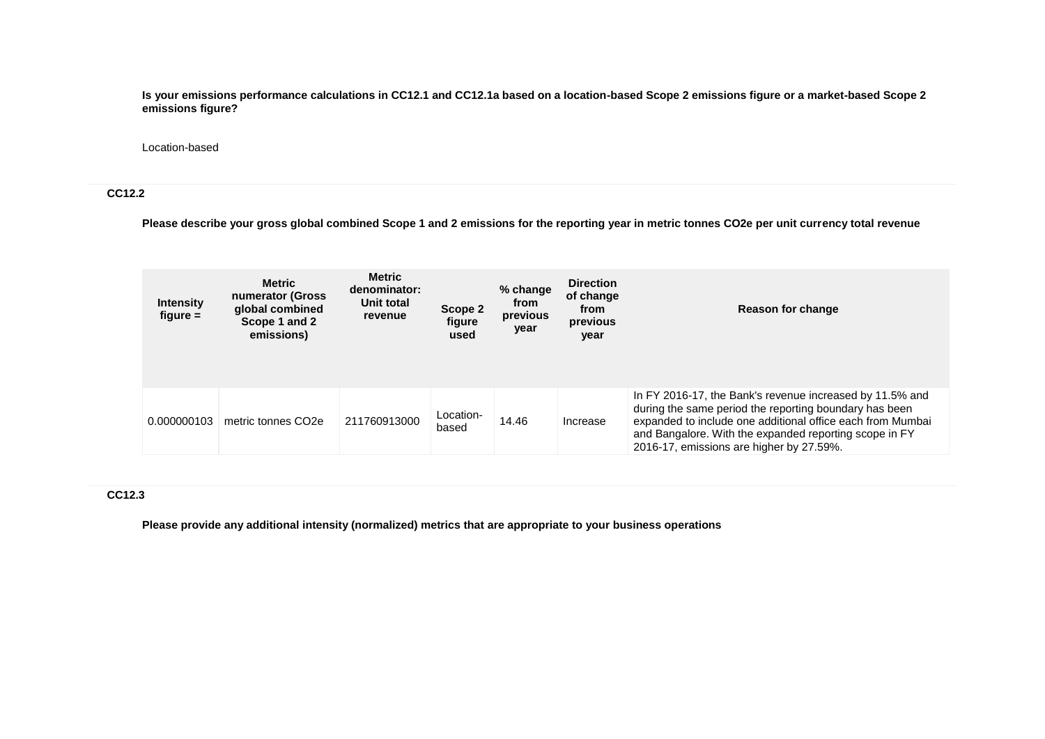**Is your emissions performance calculations in CC12.1 and CC12.1a based on a location-based Scope 2 emissions figure or a market-based Scope 2 emissions figure?**

Location-based

## CC12.2

**Please describe your gross global combined Scope 1 and 2 emissions for the reporting year in metric tonnes CO2e per unit currency total revenue**

| Intensity figure = | Metric numerator (Gross global combined Scope 1 and 2 emissions) | Metric denominator: Unit total revenue | Scope 2 figure used | % change from previous year | Direction of change from previous year | Reason for change |
|---|---|---|---|---|---|---|
| 0.000000103 | metric tonnes CO2e | 211760913000 | Location-based | 14.46 | Increase | In FY 2016-17, the Bank's revenue increased by 11.5% and during the same period the reporting boundary has been expanded to include one additional office each from Mumbai and Bangalore. With the expanded reporting scope in FY 2016-17, emissions are higher by 27.59%. |

## CC12.3

**Please provide any additional intensity (normalized) metrics that are appropriate to your business operations**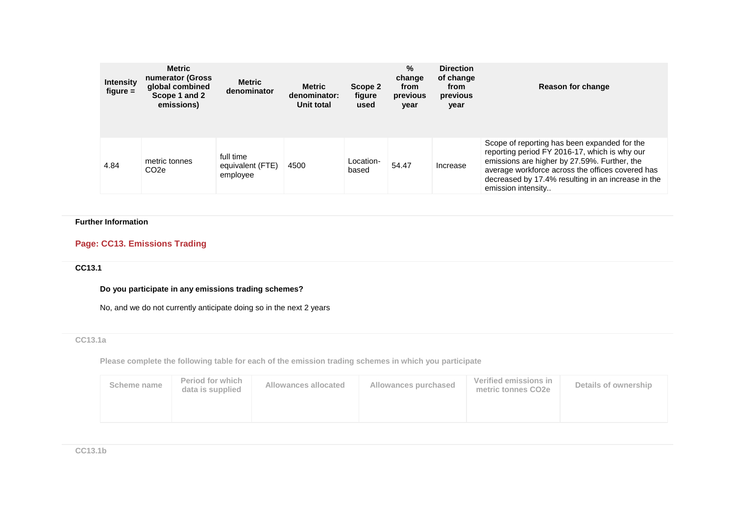| Intensity figure = | Metric numerator (Gross global combined Scope 1 and 2 emissions) | Metric denominator | Metric denominator: Unit total | Scope 2 figure used | % change from previous year | Direction of change from previous year | Reason for change |
|---|---|---|---|---|---|---|---|
| 4.84 | metric tonnes CO2e | full time equivalent (FTE) employee | 4500 | Location-based | 54.47 | Increase | Scope of reporting has been expanded for the reporting period FY 2016-17, which is why our emissions are higher by 27.59%. Further, the average workforce across the offices covered has decreased by 17.4% resulting in an increase in the emission intensity.. |

**Further Information**

## Page: CC13. Emissions Trading

### CC13.1

**Do you participate in any emissions trading schemes?**

No, and we do not currently anticipate doing so in the next 2 years

### CC13.1a

**Please complete the following table for each of the emission trading schemes in which you participate**

| Scheme name | Period for which data is supplied | Allowances allocated | Allowances purchased | Verified emissions in metric tonnes CO2e | Details of ownership |
|---|---|---|---|---|---|
| | | | | | |

### CC13.1b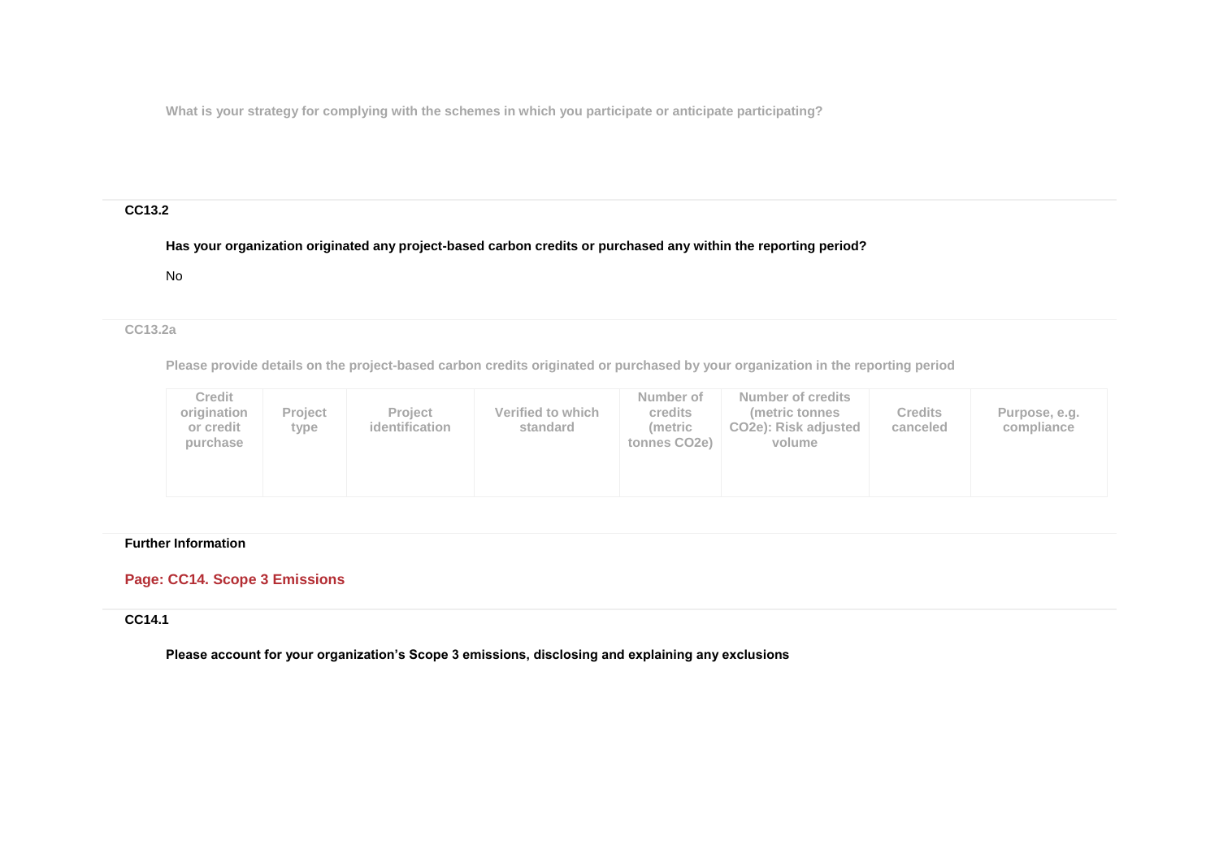What is your strategy for complying with the schemes in which you participate or anticipate participating?

**CC13.2**

**Has your organization originated any project-based carbon credits or purchased any within the reporting period?**

No

**CC13.2a**

**Please provide details on the project-based carbon credits originated or purchased by your organization in the reporting period**

| Credit origination or credit purchase | Project type | Project identification | Verified to which standard | Number of credits (metric tonnes CO2e) | Number of credits (metric tonnes CO2e): Risk adjusted volume | Credits canceled | Purpose, e.g. compliance |
|---|---|---|---|---|---|---|---|
| | | | | | | | |

**Further Information**

## Page: CC14. Scope 3 Emissions

**CC14.1**

**Please account for your organization's Scope 3 emissions, disclosing and explaining any exclusions**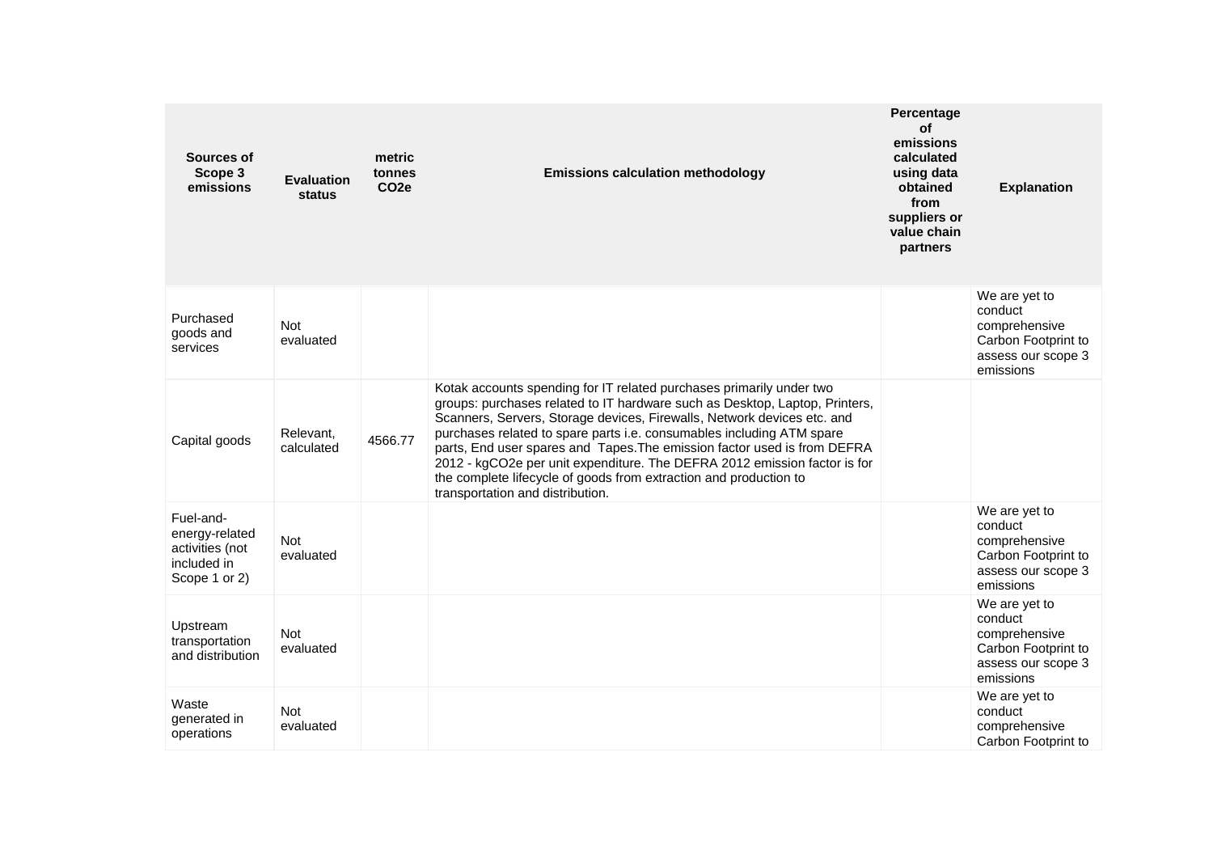| Sources of Scope 3 emissions | Evaluation status | metric tonnes CO2e | Emissions calculation methodology | Percentage of emissions calculated using data obtained from suppliers or value chain partners | Explanation |
|---|---|---|---|---|---|
| Purchased goods and services | Not evaluated | | | | We are yet to conduct comprehensive Carbon Footprint to assess our scope 3 emissions |
| Capital goods | Relevant, calculated | 4566.77 | Kotak accounts spending for IT related purchases primarily under two groups: purchases related to IT hardware such as Desktop, Laptop, Printers, Scanners, Servers, Storage devices, Firewalls, Network devices etc. and purchases related to spare parts i.e. consumables including ATM spare parts, End user spares and Tapes.The emission factor used is from DEFRA 2012 - kgCO2e per unit expenditure. The DEFRA 2012 emission factor is for the complete lifecycle of goods from extraction and production to transportation and distribution. | | |
| Fuel-and-energy-related activities (not included in Scope 1 or 2) | Not evaluated | | | | We are yet to conduct comprehensive Carbon Footprint to assess our scope 3 emissions |
| Upstream transportation and distribution | Not evaluated | | | | We are yet to conduct comprehensive Carbon Footprint to assess our scope 3 emissions |
| Waste generated in operations | Not evaluated | | | | We are yet to conduct comprehensive Carbon Footprint to |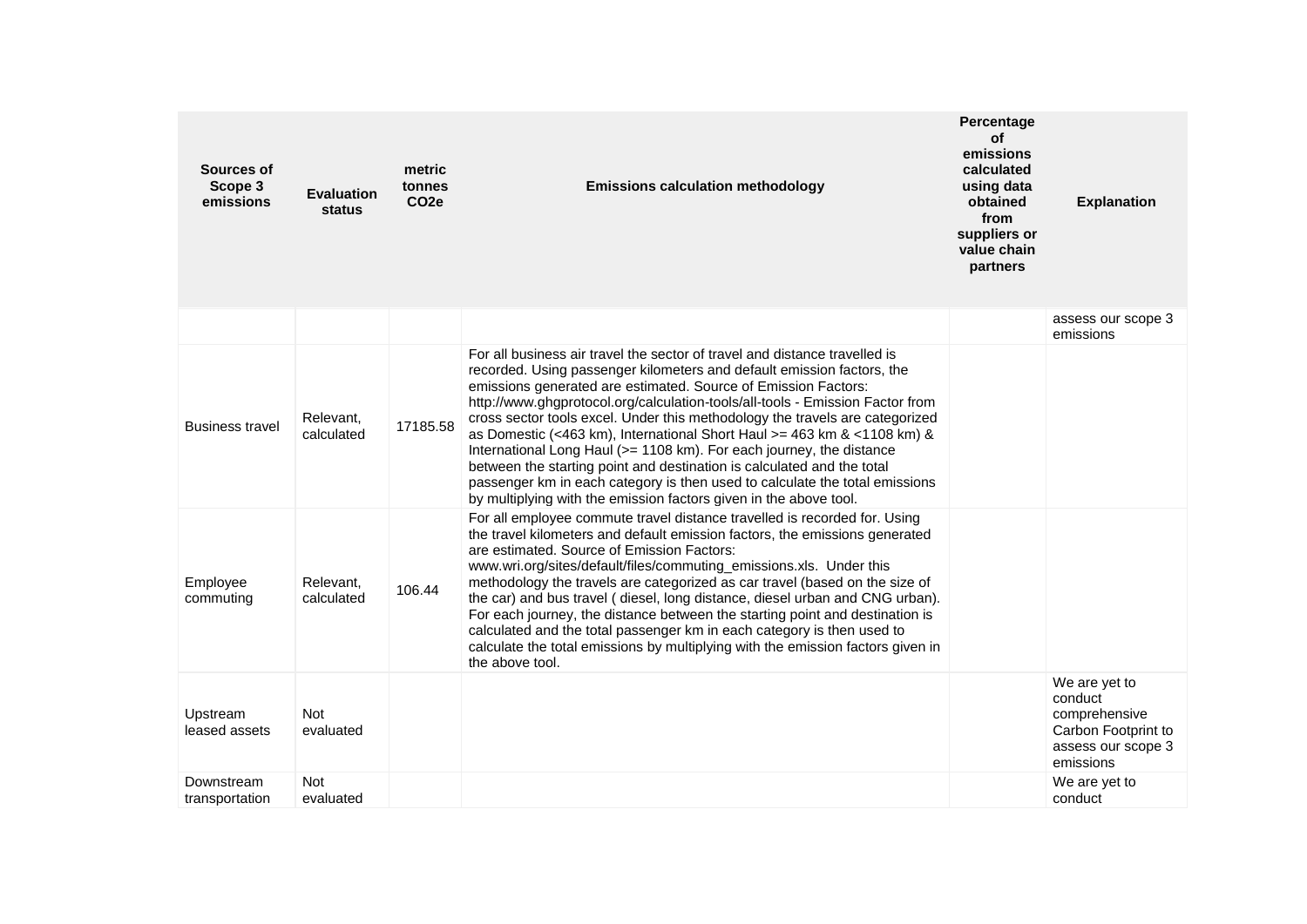| Sources of Scope 3 emissions | Evaluation status | metric tonnes $CO_2e$ | Emissions calculation methodology | Percentage of emissions calculated using data obtained from suppliers or value chain partners | Explanation |
|---|---|---|---|---|---|
| | | | | | assess our scope 3 emissions |
| Business travel | Relevant, calculated | 17185.58 | For all business air travel the sector of travel and distance travelled is recorded. Using passenger kilometers and default emission factors, the emissions generated are estimated. Source of Emission Factors: http://www.ghgprotocol.org/calculation-tools/all-tools - Emission Factor from cross sector tools excel. Under this methodology the travels are categorized as Domestic (<463 km), International Short Haul >= 463 km & <1108 km) & International Long Haul (>= 1108 km). For each journey, the distance between the starting point and destination is calculated and the total passenger km in each category is then used to calculate the total emissions by multiplying with the emission factors given in the above tool. | | |
| Employee commuting | Relevant, calculated | 106.44 | For all employee commute travel distance travelled is recorded for. Using the travel kilometers and default emission factors, the emissions generated are estimated. Source of Emission Factors: www.wri.org/sites/default/files/commuting_emissions.xls. Under this methodology the travels are categorized as car travel (based on the size of the car) and bus travel ( diesel, long distance, diesel urban and CNG urban). For each journey, the distance between the starting point and destination is calculated and the total passenger km in each category is then used to calculate the total emissions by multiplying with the emission factors given in the above tool. | | |
| Upstream leased assets | Not evaluated | | | | We are yet to conduct comprehensive Carbon Footprint to assess our scope 3 emissions |
| Downstream transportation | Not evaluated | | | | We are yet to conduct |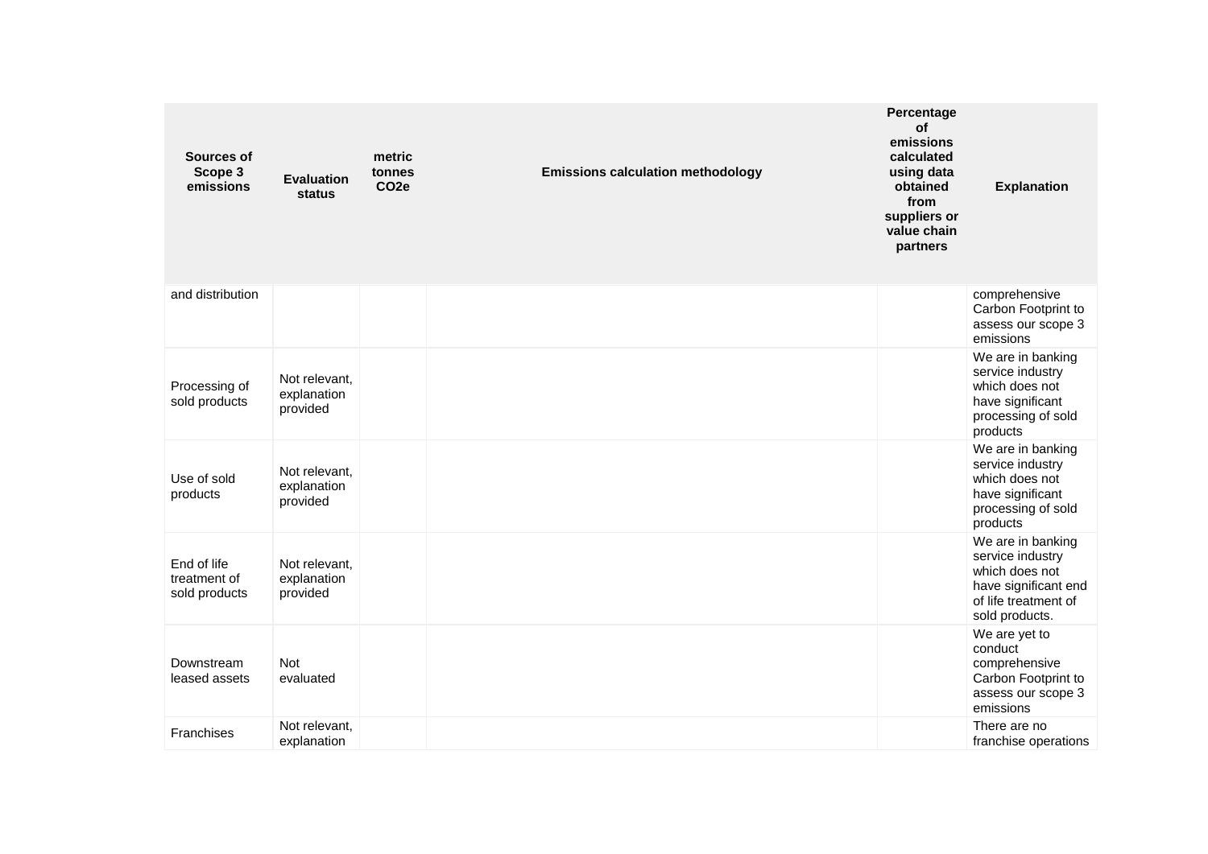| Sources of Scope 3 emissions | Evaluation status | metric tonnes CO2e | Emissions calculation methodology | Percentage of emissions calculated using data obtained from suppliers or value chain partners | Explanation |
|---|---|---|---|---|---|
| and distribution | | | | | comprehensive Carbon Footprint to assess our scope 3 emissions |
| Processing of sold products | Not relevant, explanation provided | | | | We are in banking service industry which does not have significant processing of sold products |
| Use of sold products | Not relevant, explanation provided | | | | We are in banking service industry which does not have significant processing of sold products |
| End of life treatment of sold products | Not relevant, explanation provided | | | | We are in banking service industry which does not have significant end of life treatment of sold products. |
| Downstream leased assets | Not evaluated | | | | We are yet to conduct comprehensive Carbon Footprint to assess our scope 3 emissions |
| Franchises | Not relevant, explanation | | | | There are no franchise operations |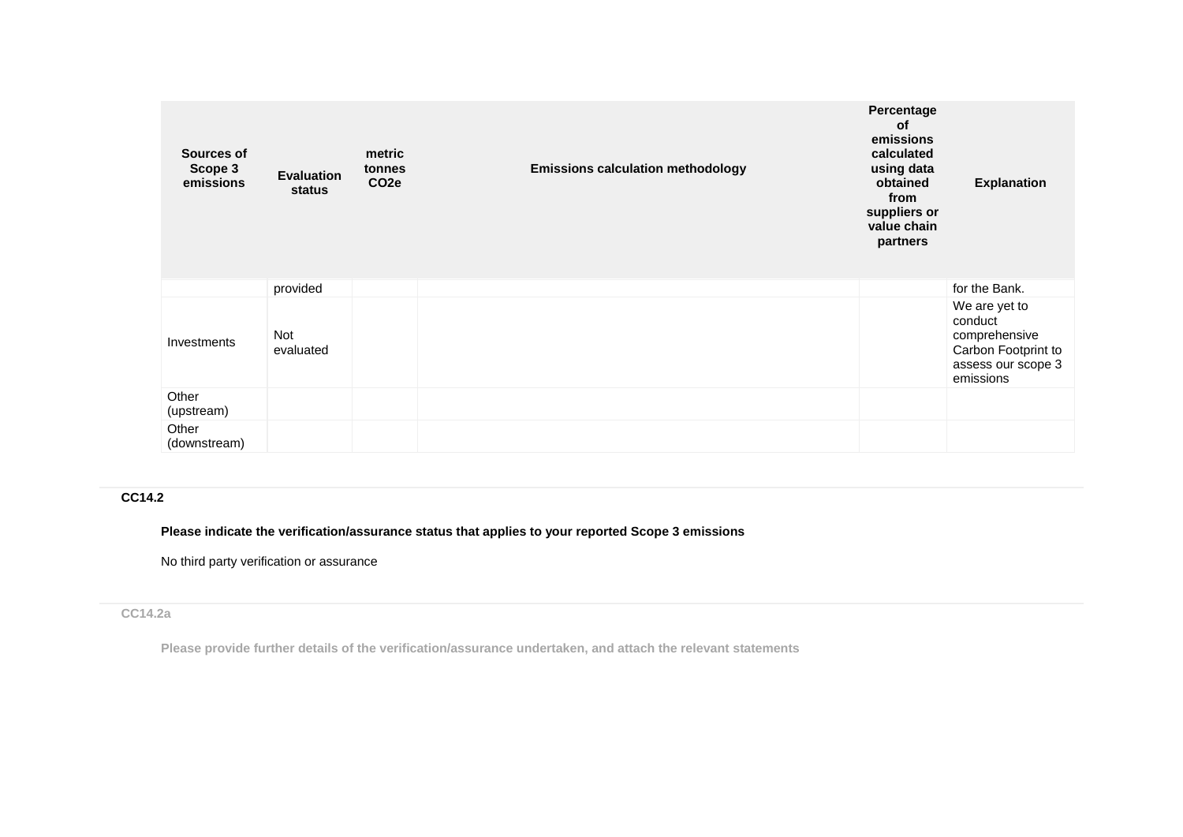| Sources of Scope 3 emissions | Evaluation status | metric tonnes CO2e | Emissions calculation methodology | Percentage of emissions calculated using data obtained from suppliers or value chain partners | Explanation |
|---|---|---|---|---|---|
| | provided | | | | for the Bank. |
| Investments | Not evaluated | | | | We are yet to conduct comprehensive Carbon Footprint to assess our scope 3 emissions |
| Other (upstream) | | | | | |
| Other (downstream) | | | | | |

**CC14.2**

**Please indicate the verification/assurance status that applies to your reported Scope 3 emissions**

No third party verification or assurance

**CC14.2a**

**Please provide further details of the verification/assurance undertaken, and attach the relevant statements**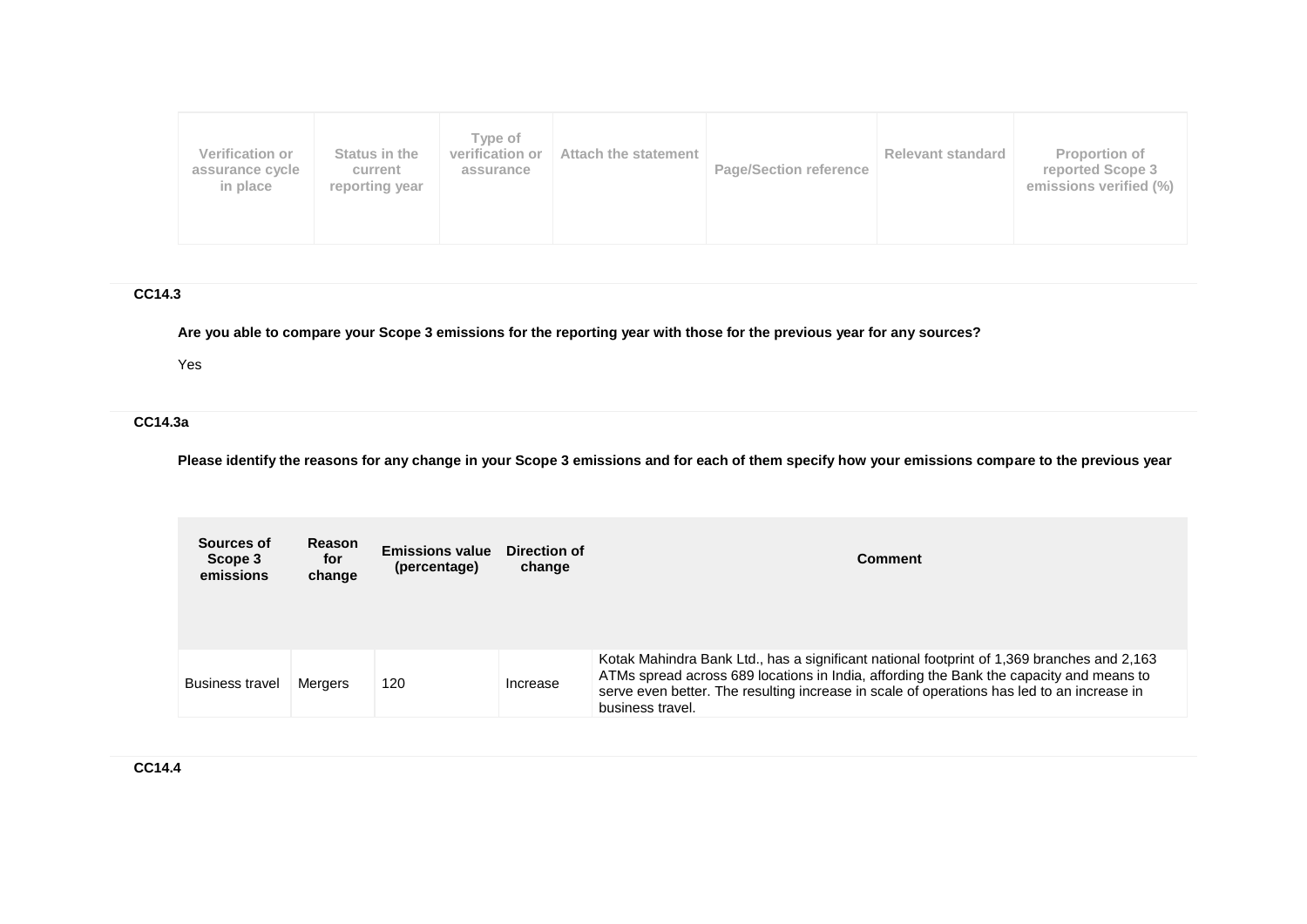| Verification or assurance cycle in place | Status in the current reporting year | Type of verification or assurance | Attach the statement | Page/Section reference | Relevant standard | Proportion of reported Scope 3 emissions verified (%) |
|---|---|---|---|---|---|---|

**CC14.3**

**Are you able to compare your Scope 3 emissions for the reporting year with those for the previous year for any sources?**

Yes

**CC14.3a**

**Please identify the reasons for any change in your Scope 3 emissions and for each of them specify how your emissions compare to the previous year**

| Sources of Scope 3 emissions | Reason for change | Emissions value (percentage) | Direction of change | Comment |
|---|---|---|---|---|
| Business travel | Mergers | 120 | Increase | Kotak Mahindra Bank Ltd., has a significant national footprint of 1,369 branches and 2,163 ATMs spread across 689 locations in India, affording the Bank the capacity and means to serve even better. The resulting increase in scale of operations has led to an increase in business travel. |

**CC14.4**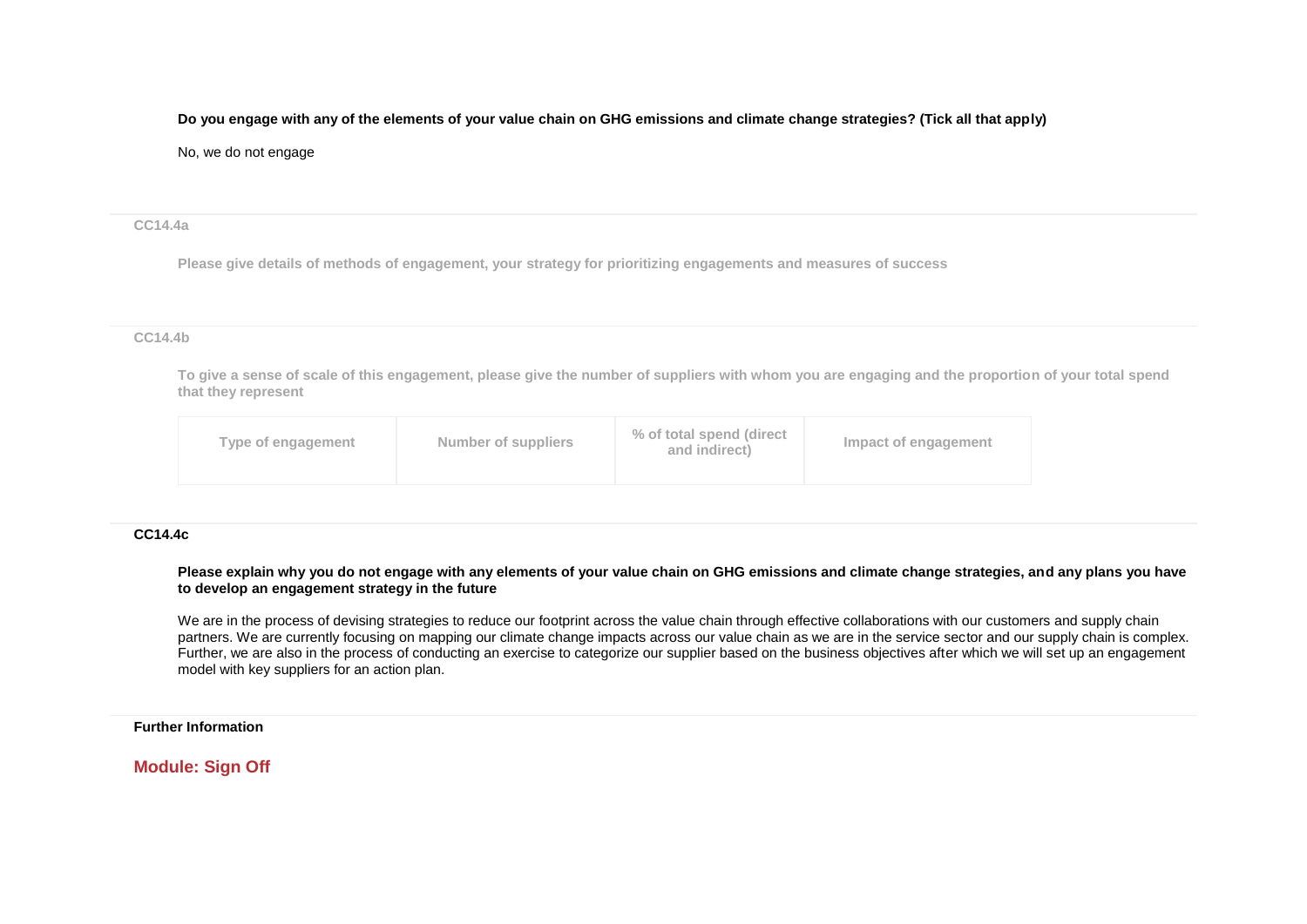**Do you engage with any of the elements of your value chain on GHG emissions and climate change strategies? (Tick all that apply)**

No, we do not engage

**CC14.4a**

**Please give details of methods of engagement, your strategy for prioritizing engagements and measures of success**

**CC14.4b**

**To give a sense of scale of this engagement, please give the number of suppliers with whom you are engaging and the proportion of your total spend that they represent**

| Type of engagement | Number of suppliers | % of total spend (direct and indirect) | Impact of engagement |
|---|---|---|---|

**CC14.4c**

**Please explain why you do not engage with any elements of your value chain on GHG emissions and climate change strategies, and any plans you have to develop an engagement strategy in the future**

We are in the process of devising strategies to reduce our footprint across the value chain through effective collaborations with our customers and supply chain partners. We are currently focusing on mapping our climate change impacts across our value chain as we are in the service sector and our supply chain is complex. Further, we are also in the process of conducting an exercise to categorize our supplier based on the business objectives after which we will set up an engagement model with key suppliers for an action plan.

**Further Information**

## Module: Sign Off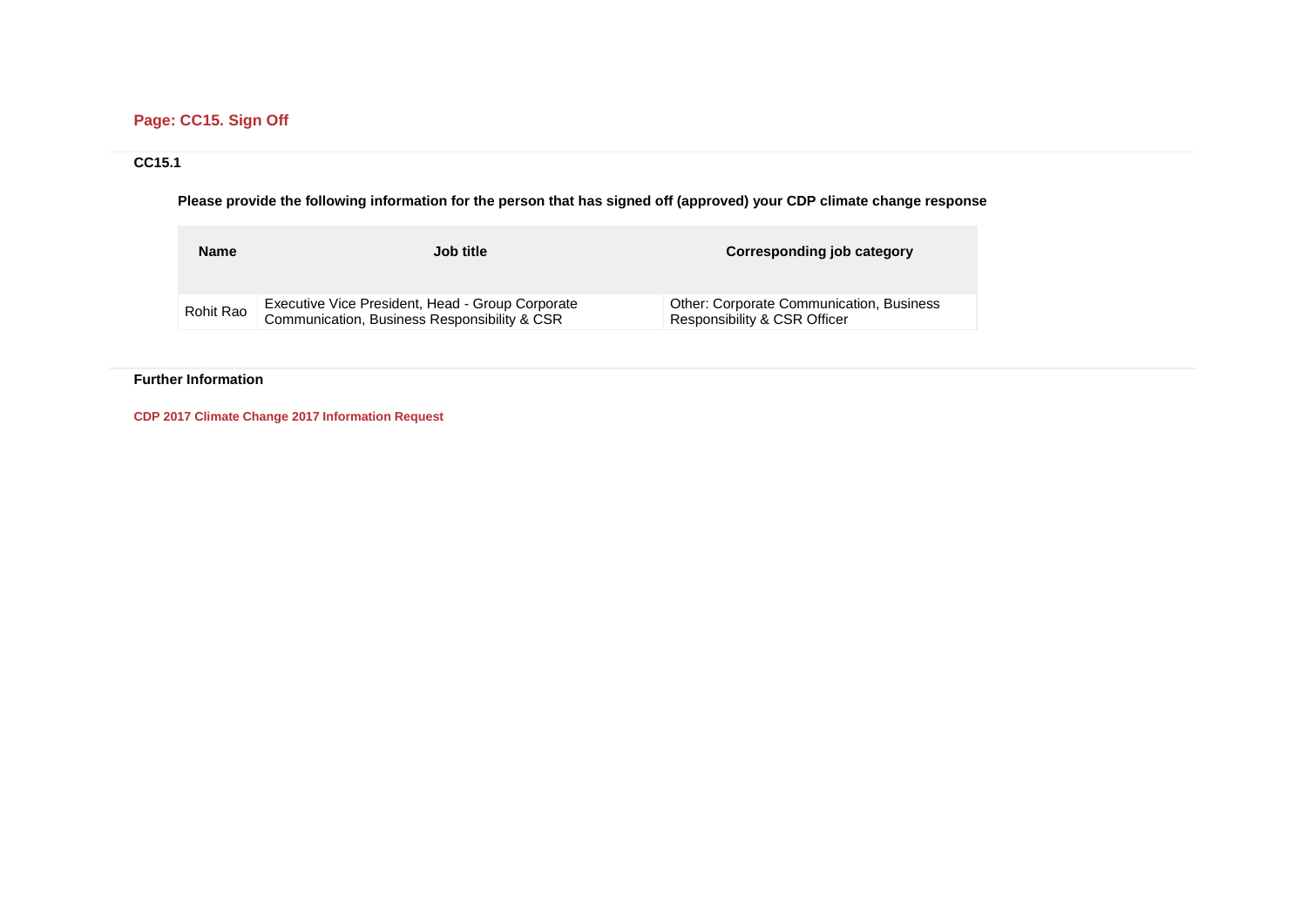## Page: CC15. Sign Off

### CC15.1

**Please provide the following information for the person that has signed off (approved) your CDP climate change response**

| Name | Job title | Corresponding job category |
|---|---|---|
| Rohit Rao | Executive Vice President, Head - Group Corporate Communication, Business Responsibility & CSR | Other: Corporate Communication, Business Responsibility & CSR Officer |

### Further Information

**CDP 2017 Climate Change 2017 Information Request**